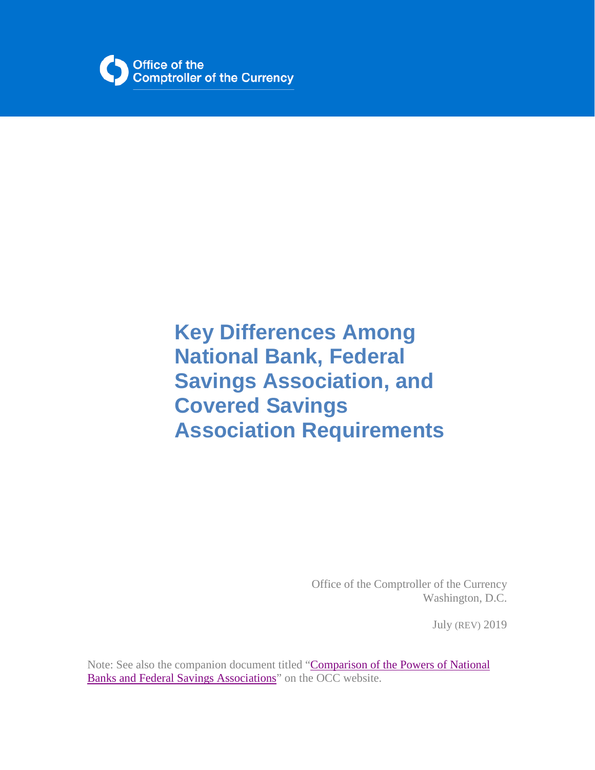Office of the
Comptroller of the Currency

# Key Differences Among National Bank, Federal Savings Association, and Covered Savings Association Requirements

Office of the Comptroller of the Currency
Washington, D.C.

July (REV) 2019

Note: See also the companion document titled "Comparison of the Powers of National Banks and Federal Savings Associations" on the OCC website.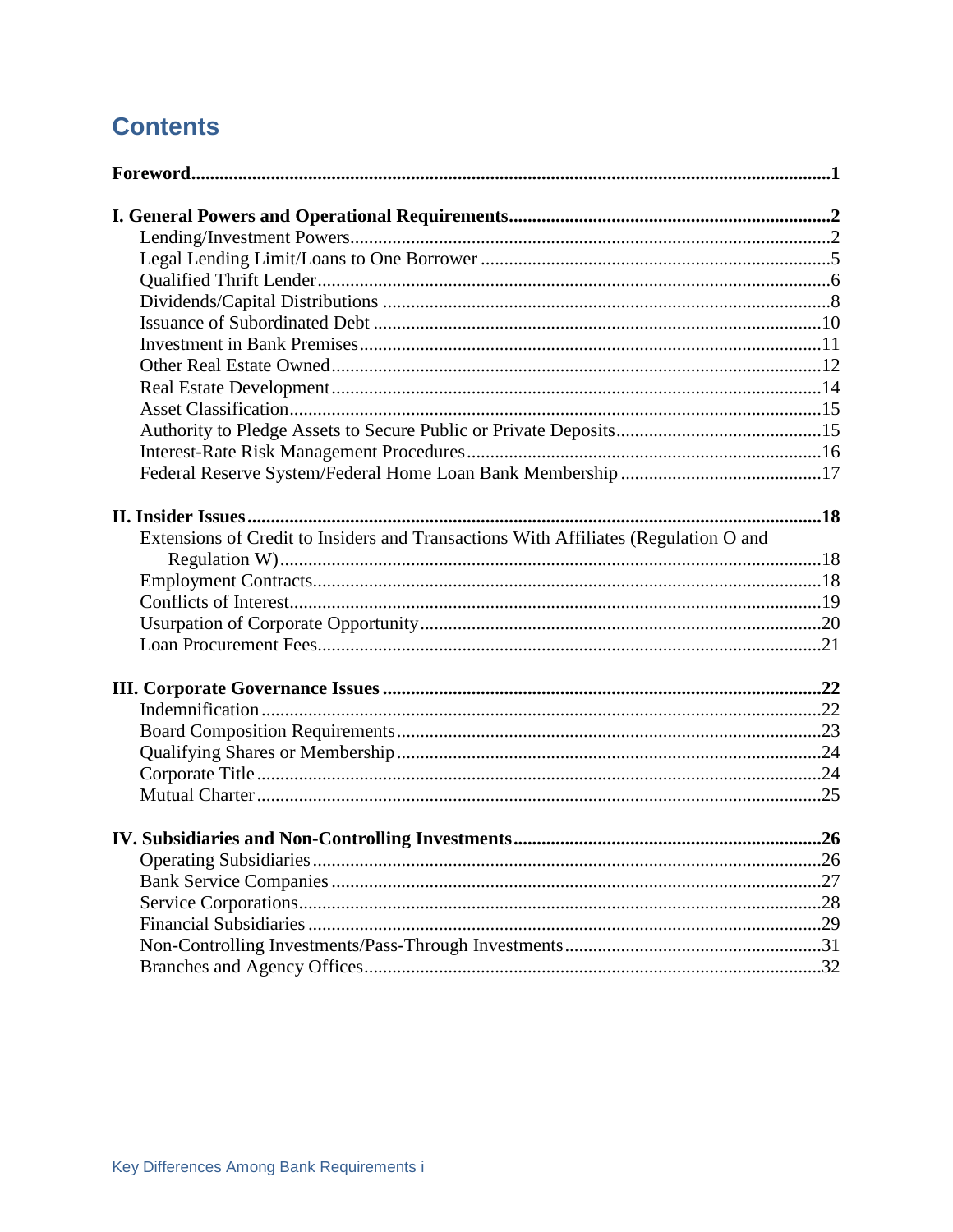# Contents

**Foreword** ..... **1**

**I. General Powers and Operational Requirements** ..... **2**

- Lending/Investment Powers ..... 2
- Legal Lending Limit/Loans to One Borrower ..... 5
- Qualified Thrift Lender ..... 6
- Dividends/Capital Distributions ..... 8
- Issuance of Subordinated Debt ..... 10
- Investment in Bank Premises ..... 11
- Other Real Estate Owned ..... 12
- Real Estate Development ..... 14
- Asset Classification ..... 15
- Authority to Pledge Assets to Secure Public or Private Deposits ..... 15
- Interest-Rate Risk Management Procedures ..... 16
- Federal Reserve System/Federal Home Loan Bank Membership ..... 17

**II. Insider Issues** ..... **18**

- Extensions of Credit to Insiders and Transactions With Affiliates (Regulation O and Regulation W) ..... 18
- Employment Contracts ..... 18
- Conflicts of Interest ..... 19
- Usurpation of Corporate Opportunity ..... 20
- Loan Procurement Fees ..... 21

**III. Corporate Governance Issues** ..... **22**

- Indemnification ..... 22
- Board Composition Requirements ..... 23
- Qualifying Shares or Membership ..... 24
- Corporate Title ..... 24
- Mutual Charter ..... 25

**IV. Subsidiaries and Non-Controlling Investments** ..... **26**

- Operating Subsidiaries ..... 26
- Bank Service Companies ..... 27
- Service Corporations ..... 28
- Financial Subsidiaries ..... 29
- Non-Controlling Investments/Pass-Through Investments ..... 31
- Branches and Agency Offices ..... 32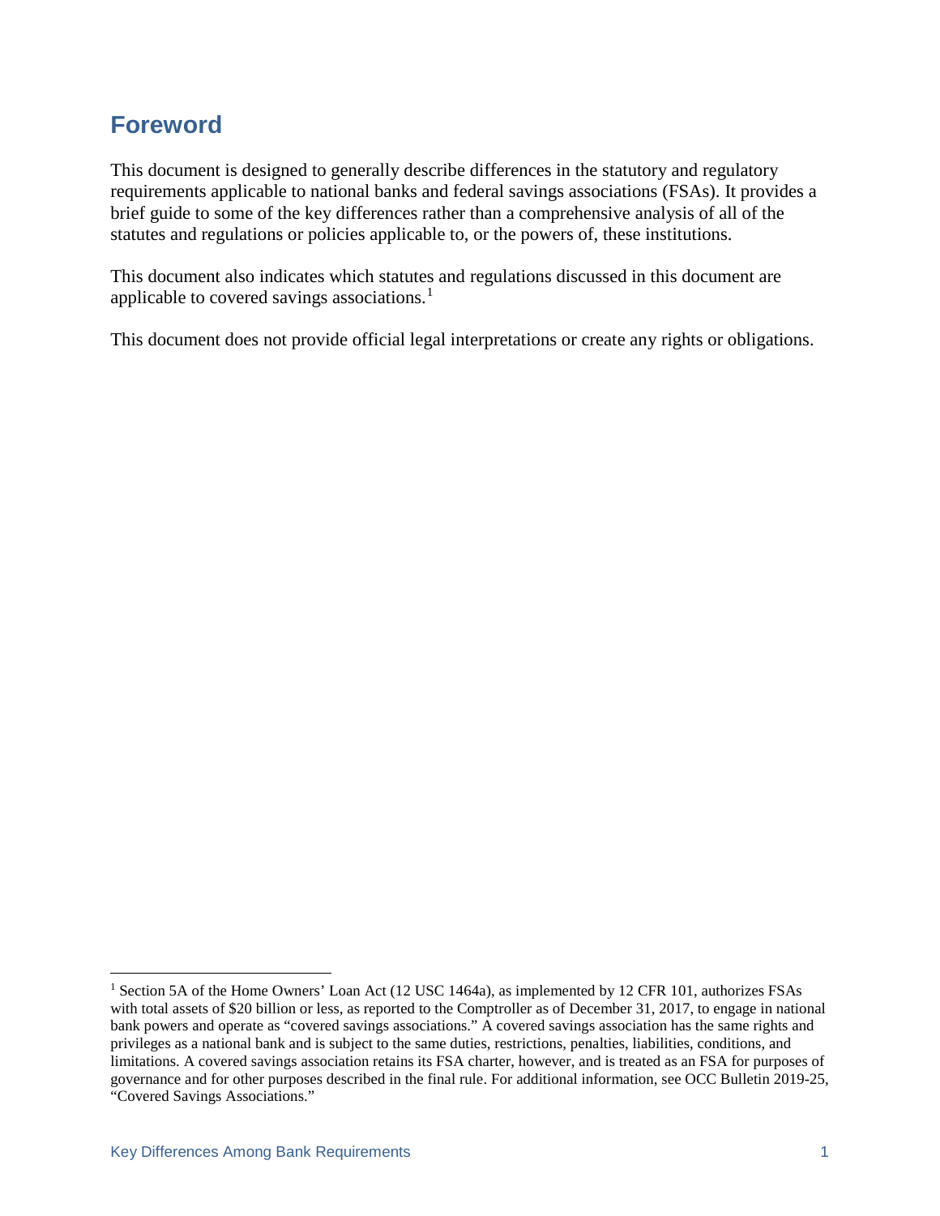## Foreword

This document is designed to generally describe differences in the statutory and regulatory requirements applicable to national banks and federal savings associations (FSAs). It provides a brief guide to some of the key differences rather than a comprehensive analysis of all of the statutes and regulations or policies applicable to, or the powers of, these institutions.

This document also indicates which statutes and regulations discussed in this document are applicable to covered savings associations.[1]

This document does not provide official legal interpretations or create any rights or obligations.

[1] Section 5A of the Home Owners' Loan Act (12 USC 1464a), as implemented by 12 CFR 101, authorizes FSAs with total assets of $20 billion or less, as reported to the Comptroller as of December 31, 2017, to engage in national bank powers and operate as "covered savings associations." A covered savings association has the same rights and privileges as a national bank and is subject to the same duties, restrictions, penalties, liabilities, conditions, and limitations. A covered savings association retains its FSA charter, however, and is treated as an FSA for purposes of governance and for other purposes described in the final rule. For additional information, see OCC Bulletin 2019-25, "Covered Savings Associations."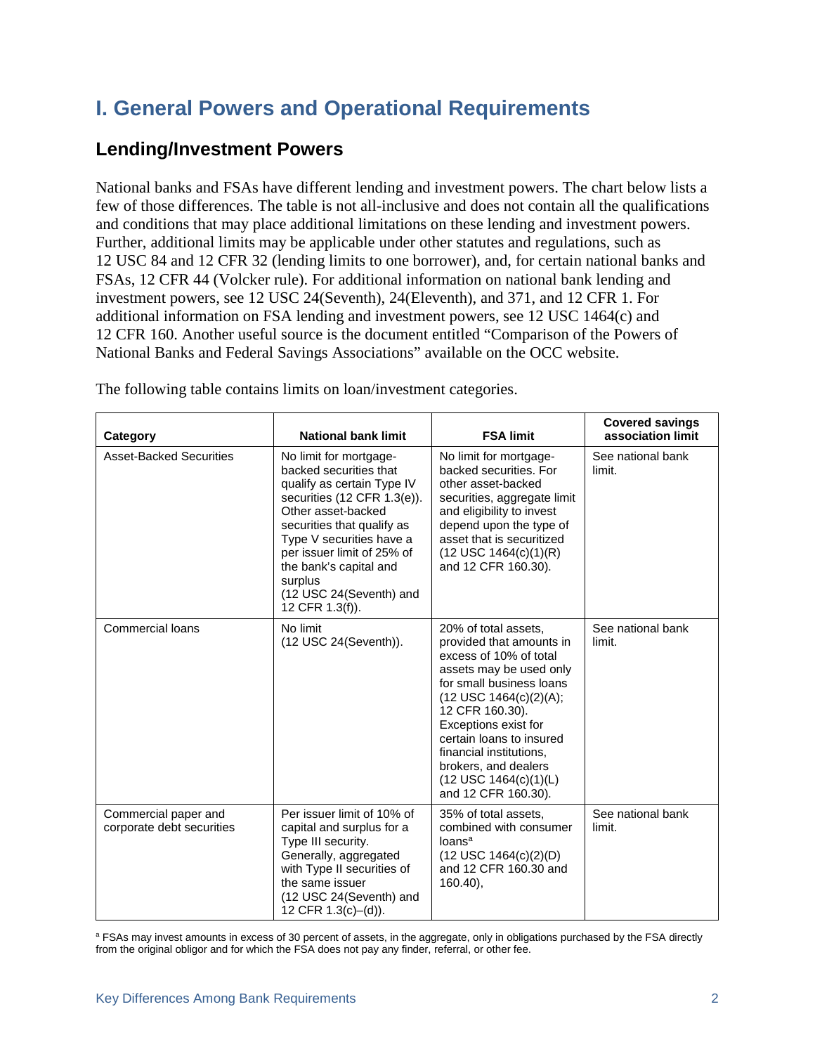# I. General Powers and Operational Requirements

## Lending/Investment Powers

National banks and FSAs have different lending and investment powers. The chart below lists a few of those differences. The table is not all-inclusive and does not contain all the qualifications and conditions that may place additional limitations on these lending and investment powers. Further, additional limits may be applicable under other statutes and regulations, such as 12 USC 84 and 12 CFR 32 (lending limits to one borrower), and, for certain national banks and FSAs, 12 CFR 44 (Volcker rule). For additional information on national bank lending and investment powers, see 12 USC 24(Seventh), 24(Eleventh), and 371, and 12 CFR 1. For additional information on FSA lending and investment powers, see 12 USC 1464(c) and 12 CFR 160. Another useful source is the document entitled "Comparison of the Powers of National Banks and Federal Savings Associations" available on the OCC website.

The following table contains limits on loan/investment categories.

| Category | National bank limit | FSA limit | Covered savings association limit |
|---|---|---|---|
| Asset-Backed Securities | No limit for mortgage-backed securities that qualify as certain Type IV securities (12 CFR 1.3(e)). Other asset-backed securities that qualify as Type V securities have a per issuer limit of 25% of the bank's capital and surplus (12 USC 24(Seventh) and 12 CFR 1.3(f)). | No limit for mortgage-backed securities. For other asset-backed securities, aggregate limit and eligibility to invest depend upon the type of asset that is securitized (12 USC 1464(c)(1)(R) and 12 CFR 160.30). | See national bank limit. |
| Commercial loans | No limit (12 USC 24(Seventh)). | 20% of total assets, provided that amounts in excess of 10% of total assets may be used only for small business loans (12 USC 1464(c)(2)(A); 12 CFR 160.30). Exceptions exist for certain loans to insured financial institutions, brokers, and dealers (12 USC 1464(c)(1)(L) and 12 CFR 160.30). | See national bank limit. |
| Commercial paper and corporate debt securities | Per issuer limit of 10% of capital and surplus for a Type III security. Generally, aggregated with Type II securities of the same issuer (12 USC 24(Seventh) and 12 CFR 1.3(c)–(d)). | 35% of total assets, combined with consumer loans[a] (12 USC 1464(c)(2)(D) and 12 CFR 160.30 and 160.40), | See national bank limit. |

[a] FSAs may invest amounts in excess of 30 percent of assets, in the aggregate, only in obligations purchased by the FSA directly from the original obligor and for which the FSA does not pay any finder, referral, or other fee.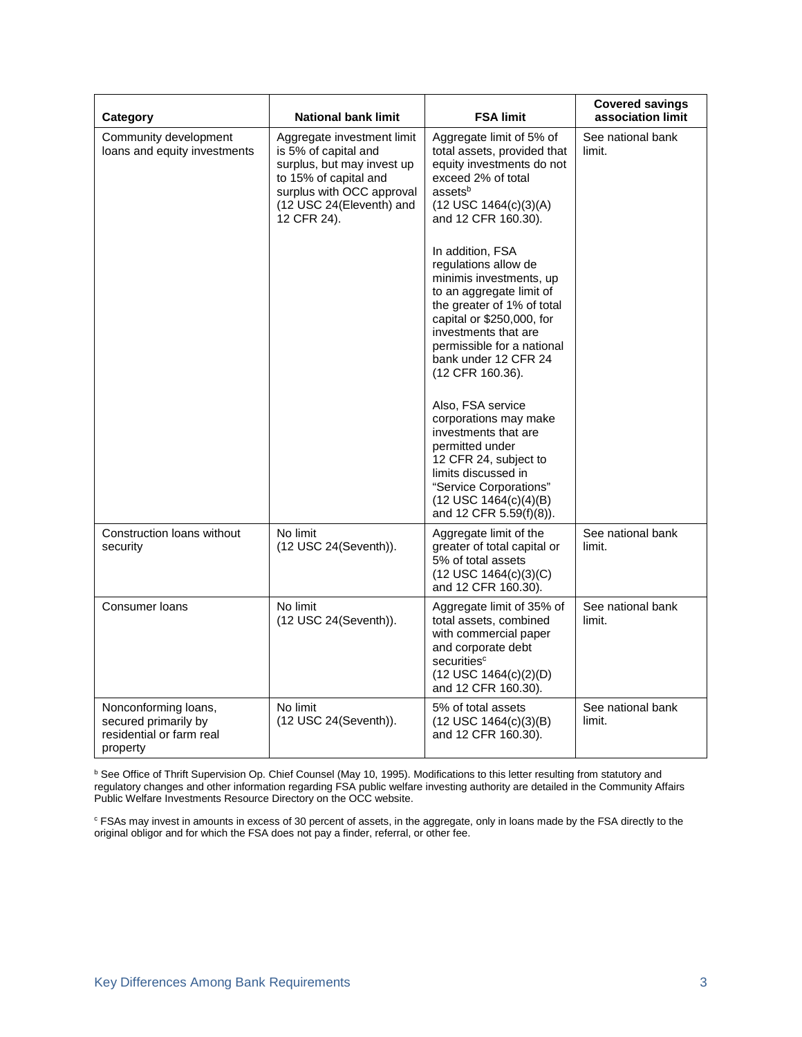| Category | National bank limit | FSA limit | Covered savings association limit |
|---|---|---|---|
| Community development loans and equity investments | Aggregate investment limit is 5% of capital and surplus, but may invest up to 15% of capital and surplus with OCC approval (12 USC 24(Eleventh) and 12 CFR 24). | Aggregate limit of 5% of total assets, provided that equity investments do not exceed 2% of total assets[b] (12 USC 1464(c)(3)(A) and 12 CFR 160.30).<br><br>In addition, FSA regulations allow de minimis investments, up to an aggregate limit of the greater of 1% of total capital or $250,000, for investments that are permissible for a national bank under 12 CFR 24 (12 CFR 160.36).<br><br>Also, FSA service corporations may make investments that are permitted under 12 CFR 24, subject to limits discussed in "Service Corporations" (12 USC 1464(c)(4)(B) and 12 CFR 5.59(f)(8)). | See national bank limit. |
| Construction loans without security | No limit (12 USC 24(Seventh)). | Aggregate limit of the greater of total capital or 5% of total assets (12 USC 1464(c)(3)(C) and 12 CFR 160.30). | See national bank limit. |
| Consumer loans | No limit (12 USC 24(Seventh)). | Aggregate limit of 35% of total assets, combined with commercial paper and corporate debt securities[c] (12 USC 1464(c)(2)(D) and 12 CFR 160.30). | See national bank limit. |
| Nonconforming loans, secured primarily by residential or farm real property | No limit (12 USC 24(Seventh)). | 5% of total assets (12 USC 1464(c)(3)(B) and 12 CFR 160.30). | See national bank limit. |

[b] See Office of Thrift Supervision Op. Chief Counsel (May 10, 1995). Modifications to this letter resulting from statutory and regulatory changes and other information regarding FSA public welfare investing authority are detailed in the Community Affairs Public Welfare Investments Resource Directory on the OCC website.

[c] FSAs may invest in amounts in excess of 30 percent of assets, in the aggregate, only in loans made by the FSA directly to the original obligor and for which the FSA does not pay a finder, referral, or other fee.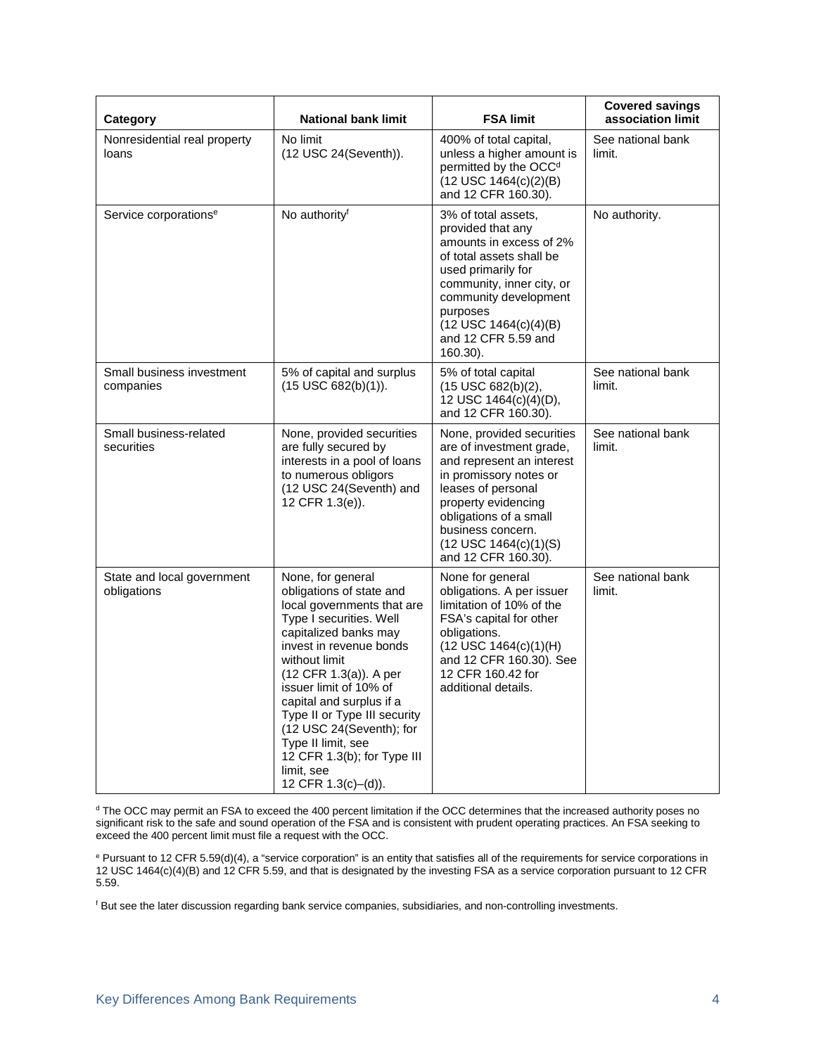| Category | National bank limit | FSA limit | Covered savings association limit |
|---|---|---|---|
| Nonresidential real property loans | No limit (12 USC 24(Seventh)). | 400% of total capital, unless a higher amount is permitted by the OCC[d] (12 USC 1464(c)(2)(B) and 12 CFR 160.30). | See national bank limit. |
| Service corporations[e] | No authority[f] | 3% of total assets, provided that any amounts in excess of 2% of total assets shall be used primarily for community, inner city, or community development purposes (12 USC 1464(c)(4)(B) and 12 CFR 5.59 and 160.30). | No authority. |
| Small business investment companies | 5% of capital and surplus (15 USC 682(b)(1)). | 5% of total capital (15 USC 682(b)(2), 12 USC 1464(c)(4)(D), and 12 CFR 160.30). | See national bank limit. |
| Small business-related securities | None, provided securities are fully secured by interests in a pool of loans to numerous obligors (12 USC 24(Seventh) and 12 CFR 1.3(e)). | None, provided securities are of investment grade, and represent an interest in promissory notes or leases of personal property evidencing obligations of a small business concern. (12 USC 1464(c)(1)(S) and 12 CFR 160.30). | See national bank limit. |
| State and local government obligations | None, for general obligations of state and local governments that are Type I securities. Well capitalized banks may invest in revenue bonds without limit (12 CFR 1.3(a)). A per issuer limit of 10% of capital and surplus if a Type II or Type III security (12 USC 24(Seventh); for Type II limit, see 12 CFR 1.3(b); for Type III limit, see 12 CFR 1.3(c)–(d)). | None for general obligations. A per issuer limitation of 10% of the FSA's capital for other obligations. (12 USC 1464(c)(1)(H) and 12 CFR 160.30). See 12 CFR 160.42 for additional details. | See national bank limit. |

[d] The OCC may permit an FSA to exceed the 400 percent limitation if the OCC determines that the increased authority poses no significant risk to the safe and sound operation of the FSA and is consistent with prudent operating practices. An FSA seeking to exceed the 400 percent limit must file a request with the OCC.

[e] Pursuant to 12 CFR 5.59(d)(4), a "service corporation" is an entity that satisfies all of the requirements for service corporations in 12 USC 1464(c)(4)(B) and 12 CFR 5.59, and that is designated by the investing FSA as a service corporation pursuant to 12 CFR 5.59.

[f] But see the later discussion regarding bank service companies, subsidiaries, and non-controlling investments.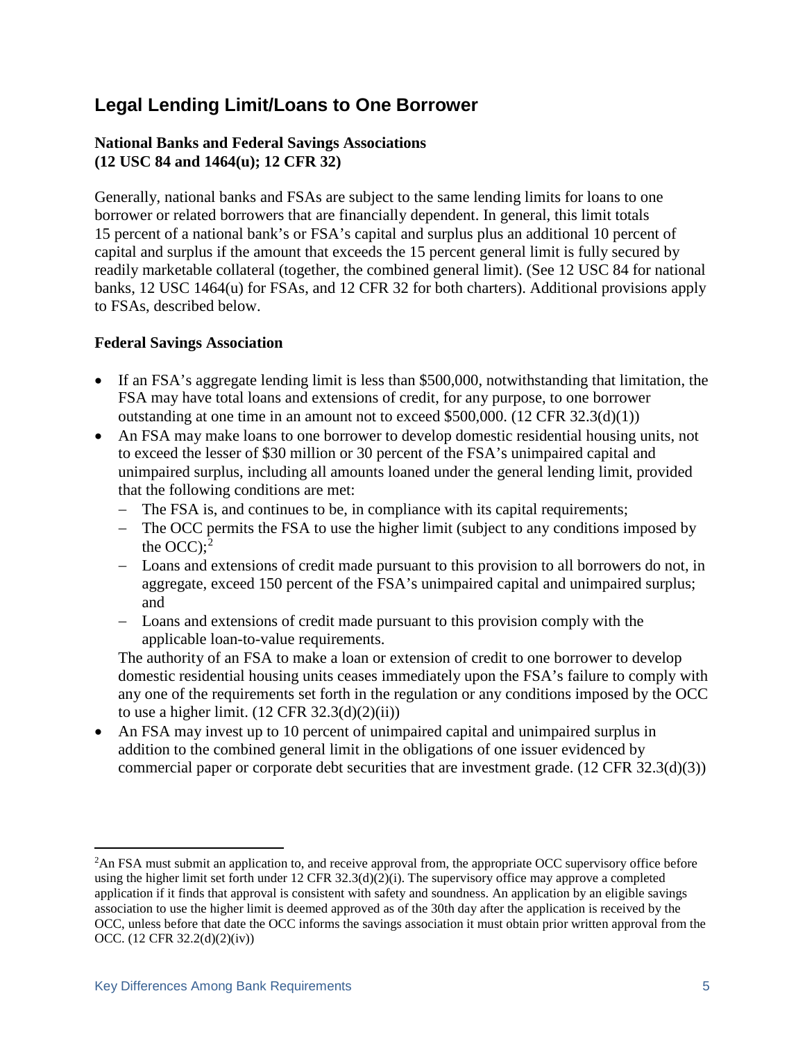## Legal Lending Limit/Loans to One Borrower

**National Banks and Federal Savings Associations (12 USC 84 and 1464(u); 12 CFR 32)**

Generally, national banks and FSAs are subject to the same lending limits for loans to one borrower or related borrowers that are financially dependent. In general, this limit totals 15 percent of a national bank's or FSA's capital and surplus plus an additional 10 percent of capital and surplus if the amount that exceeds the 15 percent general limit is fully secured by readily marketable collateral (together, the combined general limit). (See 12 USC 84 for national banks, 12 USC 1464(u) for FSAs, and 12 CFR 32 for both charters). Additional provisions apply to FSAs, described below.

**Federal Savings Association**

- If an FSA's aggregate lending limit is less than \$500,000, notwithstanding that limitation, the FSA may have total loans and extensions of credit, for any purpose, to one borrower outstanding at one time in an amount not to exceed \$500,000. (12 CFR 32.3(d)(1))
- An FSA may make loans to one borrower to develop domestic residential housing units, not to exceed the lesser of \$30 million or 30 percent of the FSA's unimpaired capital and unimpaired surplus, including all amounts loaned under the general lending limit, provided that the following conditions are met:
  - The FSA is, and continues to be, in compliance with its capital requirements;
  - The OCC permits the FSA to use the higher limit (subject to any conditions imposed by the OCC);[2]
  - Loans and extensions of credit made pursuant to this provision to all borrowers do not, in aggregate, exceed 150 percent of the FSA's unimpaired capital and unimpaired surplus; and
  - Loans and extensions of credit made pursuant to this provision comply with the applicable loan-to-value requirements.

  The authority of an FSA to make a loan or extension of credit to one borrower to develop domestic residential housing units ceases immediately upon the FSA's failure to comply with any one of the requirements set forth in the regulation or any conditions imposed by the OCC to use a higher limit. (12 CFR 32.3(d)(2)(ii))
- An FSA may invest up to 10 percent of unimpaired capital and unimpaired surplus in addition to the combined general limit in the obligations of one issuer evidenced by commercial paper or corporate debt securities that are investment grade. (12 CFR 32.3(d)(3))

[2]An FSA must submit an application to, and receive approval from, the appropriate OCC supervisory office before using the higher limit set forth under 12 CFR 32.3(d)(2)(i). The supervisory office may approve a completed application if it finds that approval is consistent with safety and soundness. An application by an eligible savings association to use the higher limit is deemed approved as of the 30th day after the application is received by the OCC, unless before that date the OCC informs the savings association it must obtain prior written approval from the OCC. (12 CFR 32.2(d)(2)(iv))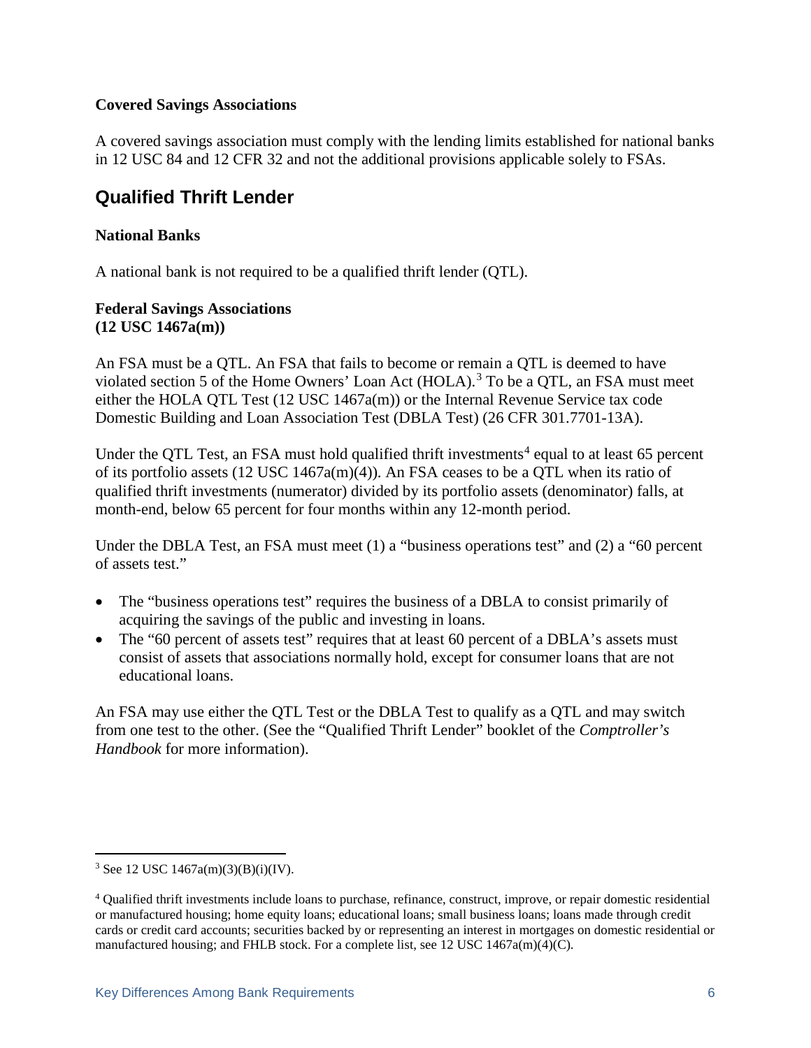**Covered Savings Associations**

A covered savings association must comply with the lending limits established for national banks in 12 USC 84 and 12 CFR 32 and not the additional provisions applicable solely to FSAs.

## Qualified Thrift Lender

**National Banks**

A national bank is not required to be a qualified thrift lender (QTL).

**Federal Savings Associations**
**(12 USC 1467a(m))**

An FSA must be a QTL. An FSA that fails to become or remain a QTL is deemed to have violated section 5 of the Home Owners' Loan Act (HOLA).[3] To be a QTL, an FSA must meet either the HOLA QTL Test (12 USC 1467a(m)) or the Internal Revenue Service tax code Domestic Building and Loan Association Test (DBLA Test) (26 CFR 301.7701-13A).

Under the QTL Test, an FSA must hold qualified thrift investments[4] equal to at least 65 percent of its portfolio assets (12 USC 1467a(m)(4)). An FSA ceases to be a QTL when its ratio of qualified thrift investments (numerator) divided by its portfolio assets (denominator) falls, at month-end, below 65 percent for four months within any 12-month period.

Under the DBLA Test, an FSA must meet (1) a "business operations test" and (2) a "60 percent of assets test."

- The "business operations test" requires the business of a DBLA to consist primarily of acquiring the savings of the public and investing in loans.
- The "60 percent of assets test" requires that at least 60 percent of a DBLA's assets must consist of assets that associations normally hold, except for consumer loans that are not educational loans.

An FSA may use either the QTL Test or the DBLA Test to qualify as a QTL and may switch from one test to the other. (See the "Qualified Thrift Lender" booklet of the *Comptroller's Handbook* for more information).

---

[3] See 12 USC 1467a(m)(3)(B)(i)(IV).

[4] Qualified thrift investments include loans to purchase, refinance, construct, improve, or repair domestic residential or manufactured housing; home equity loans; educational loans; small business loans; loans made through credit cards or credit card accounts; securities backed by or representing an interest in mortgages on domestic residential or manufactured housing; and FHLB stock. For a complete list, see 12 USC 1467a(m)(4)(C).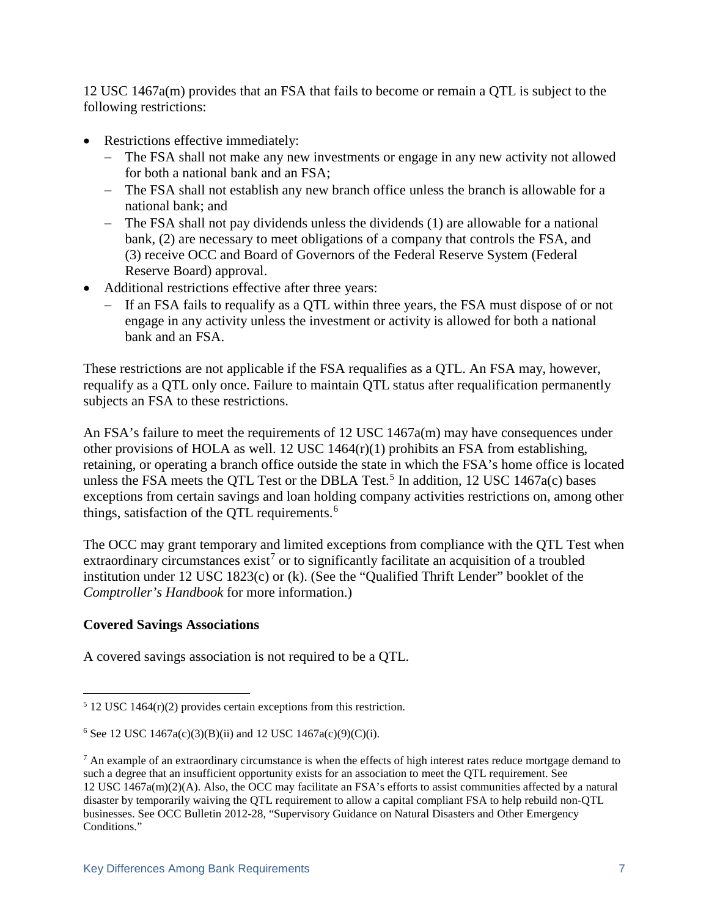12 USC 1467a(m) provides that an FSA that fails to become or remain a QTL is subject to the following restrictions:

- Restrictions effective immediately:
  - The FSA shall not make any new investments or engage in any new activity not allowed for both a national bank and an FSA;
  - The FSA shall not establish any new branch office unless the branch is allowable for a national bank; and
  - The FSA shall not pay dividends unless the dividends (1) are allowable for a national bank, (2) are necessary to meet obligations of a company that controls the FSA, and (3) receive OCC and Board of Governors of the Federal Reserve System (Federal Reserve Board) approval.
- Additional restrictions effective after three years:
  - If an FSA fails to requalify as a QTL within three years, the FSA must dispose of or not engage in any activity unless the investment or activity is allowed for both a national bank and an FSA.

These restrictions are not applicable if the FSA requalifies as a QTL. An FSA may, however, requalify as a QTL only once. Failure to maintain QTL status after requalification permanently subjects an FSA to these restrictions.

An FSA's failure to meet the requirements of 12 USC 1467a(m) may have consequences under other provisions of HOLA as well. 12 USC 1464(r)(1) prohibits an FSA from establishing, retaining, or operating a branch office outside the state in which the FSA's home office is located unless the FSA meets the QTL Test or the DBLA Test.[5] In addition, 12 USC 1467a(c) bases exceptions from certain savings and loan holding company activities restrictions on, among other things, satisfaction of the QTL requirements.[6]

The OCC may grant temporary and limited exceptions from compliance with the QTL Test when extraordinary circumstances exist[7] or to significantly facilitate an acquisition of a troubled institution under 12 USC 1823(c) or (k). (See the "Qualified Thrift Lender" booklet of the *Comptroller's Handbook* for more information.)

**Covered Savings Associations**

A covered savings association is not required to be a QTL.

---

[5] 12 USC 1464(r)(2) provides certain exceptions from this restriction.

[6] See 12 USC 1467a(c)(3)(B)(ii) and 12 USC 1467a(c)(9)(C)(i).

[7] An example of an extraordinary circumstance is when the effects of high interest rates reduce mortgage demand to such a degree that an insufficient opportunity exists for an association to meet the QTL requirement. See 12 USC 1467a(m)(2)(A). Also, the OCC may facilitate an FSA's efforts to assist communities affected by a natural disaster by temporarily waiving the QTL requirement to allow a capital compliant FSA to help rebuild non-QTL businesses. See OCC Bulletin 2012-28, "Supervisory Guidance on Natural Disasters and Other Emergency Conditions."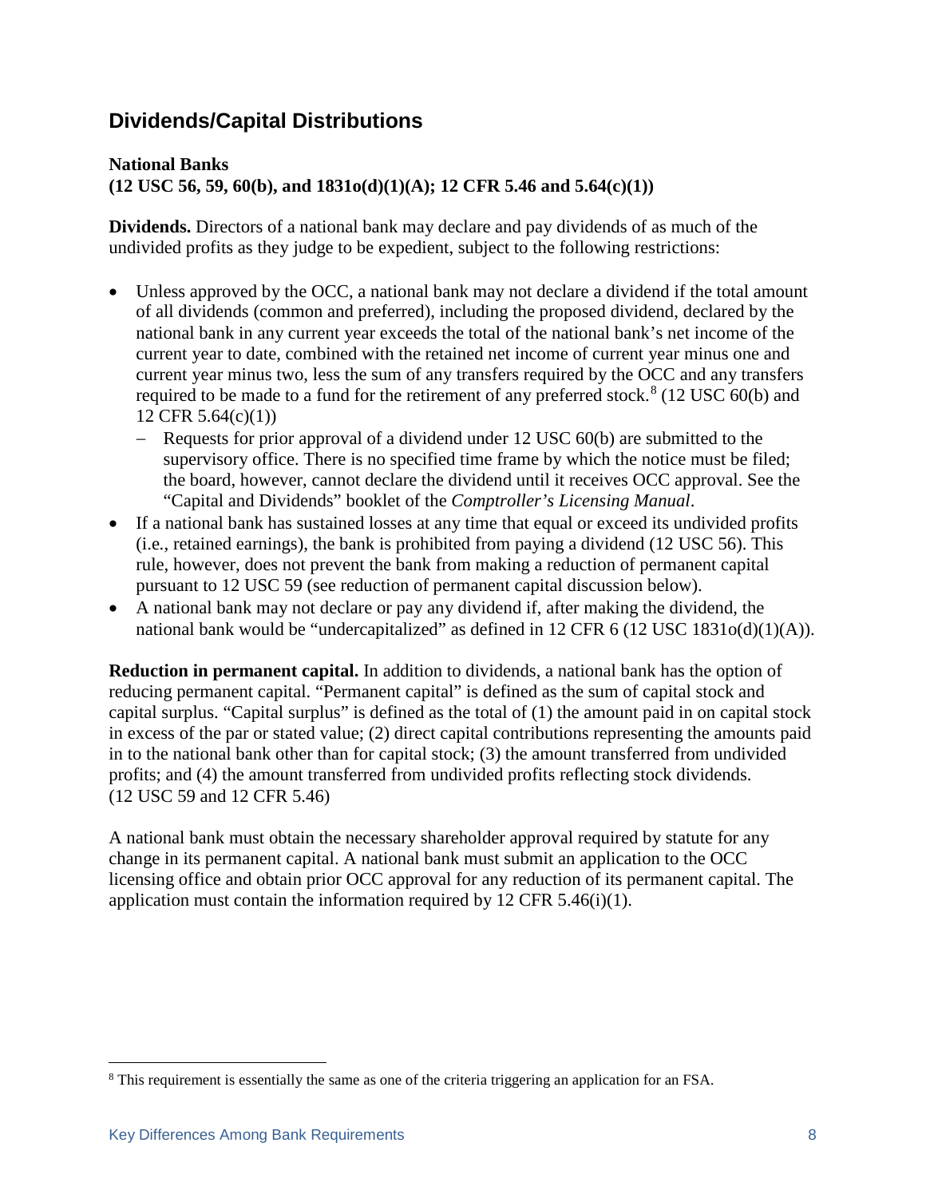## Dividends/Capital Distributions

**National Banks**
**(12 USC 56, 59, 60(b), and 1831o(d)(1)(A); 12 CFR 5.46 and 5.64(c)(1))**

**Dividends.** Directors of a national bank may declare and pay dividends of as much of the undivided profits as they judge to be expedient, subject to the following restrictions:

- Unless approved by the OCC, a national bank may not declare a dividend if the total amount of all dividends (common and preferred), including the proposed dividend, declared by the national bank in any current year exceeds the total of the national bank's net income of the current year to date, combined with the retained net income of current year minus one and current year minus two, less the sum of any transfers required by the OCC and any transfers required to be made to a fund for the retirement of any preferred stock.[8] (12 USC 60(b) and 12 CFR 5.64(c)(1))
  - Requests for prior approval of a dividend under 12 USC 60(b) are submitted to the supervisory office. There is no specified time frame by which the notice must be filed; the board, however, cannot declare the dividend until it receives OCC approval. See the "Capital and Dividends" booklet of the *Comptroller's Licensing Manual*.
- If a national bank has sustained losses at any time that equal or exceed its undivided profits (i.e., retained earnings), the bank is prohibited from paying a dividend (12 USC 56). This rule, however, does not prevent the bank from making a reduction of permanent capital pursuant to 12 USC 59 (see reduction of permanent capital discussion below).
- A national bank may not declare or pay any dividend if, after making the dividend, the national bank would be "undercapitalized" as defined in 12 CFR 6 (12 USC 1831o(d)(1)(A)).

**Reduction in permanent capital.** In addition to dividends, a national bank has the option of reducing permanent capital. "Permanent capital" is defined as the sum of capital stock and capital surplus. "Capital surplus" is defined as the total of (1) the amount paid in on capital stock in excess of the par or stated value; (2) direct capital contributions representing the amounts paid in to the national bank other than for capital stock; (3) the amount transferred from undivided profits; and (4) the amount transferred from undivided profits reflecting stock dividends. (12 USC 59 and 12 CFR 5.46)

A national bank must obtain the necessary shareholder approval required by statute for any change in its permanent capital. A national bank must submit an application to the OCC licensing office and obtain prior OCC approval for any reduction of its permanent capital. The application must contain the information required by 12 CFR 5.46(i)(1).

[8] This requirement is essentially the same as one of the criteria triggering an application for an FSA.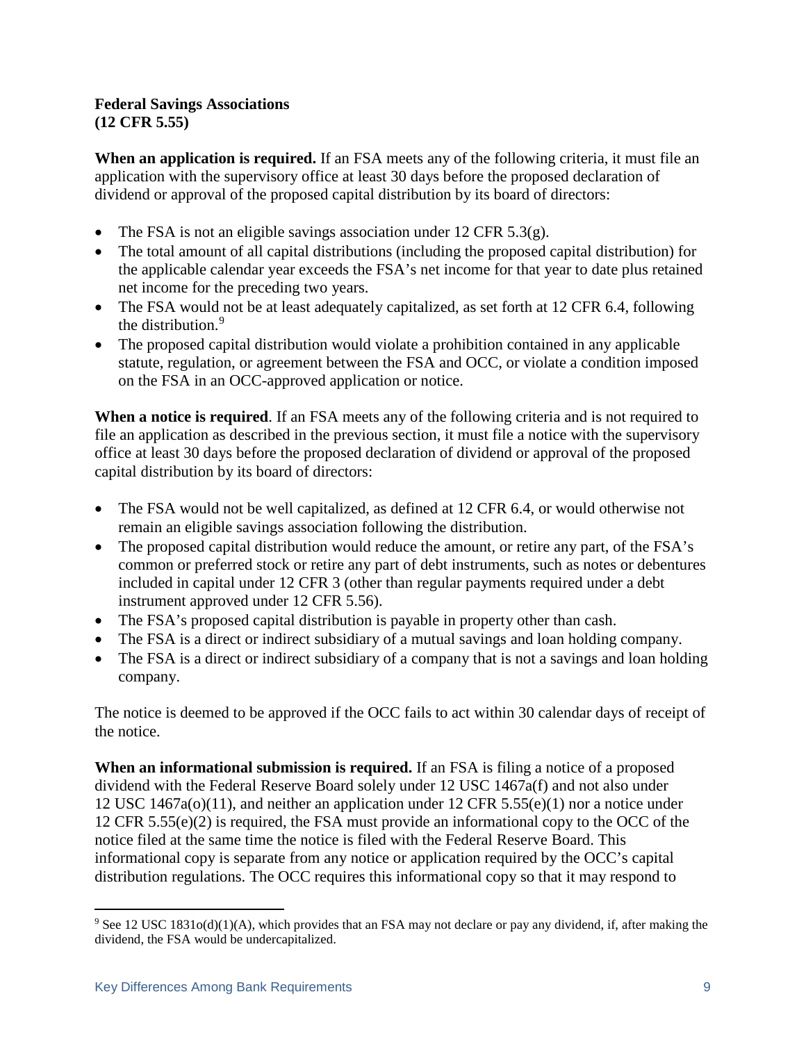**Federal Savings Associations**
**(12 CFR 5.55)**

**When an application is required.** If an FSA meets any of the following criteria, it must file an application with the supervisory office at least 30 days before the proposed declaration of dividend or approval of the proposed capital distribution by its board of directors:

- The FSA is not an eligible savings association under 12 CFR 5.3(g).
- The total amount of all capital distributions (including the proposed capital distribution) for the applicable calendar year exceeds the FSA's net income for that year to date plus retained net income for the preceding two years.
- The FSA would not be at least adequately capitalized, as set forth at 12 CFR 6.4, following the distribution.[9]
- The proposed capital distribution would violate a prohibition contained in any applicable statute, regulation, or agreement between the FSA and OCC, or violate a condition imposed on the FSA in an OCC-approved application or notice.

**When a notice is required**. If an FSA meets any of the following criteria and is not required to file an application as described in the previous section, it must file a notice with the supervisory office at least 30 days before the proposed declaration of dividend or approval of the proposed capital distribution by its board of directors:

- The FSA would not be well capitalized, as defined at 12 CFR 6.4, or would otherwise not remain an eligible savings association following the distribution.
- The proposed capital distribution would reduce the amount, or retire any part, of the FSA's common or preferred stock or retire any part of debt instruments, such as notes or debentures included in capital under 12 CFR 3 (other than regular payments required under a debt instrument approved under 12 CFR 5.56).
- The FSA's proposed capital distribution is payable in property other than cash.
- The FSA is a direct or indirect subsidiary of a mutual savings and loan holding company.
- The FSA is a direct or indirect subsidiary of a company that is not a savings and loan holding company.

The notice is deemed to be approved if the OCC fails to act within 30 calendar days of receipt of the notice.

**When an informational submission is required.** If an FSA is filing a notice of a proposed dividend with the Federal Reserve Board solely under 12 USC 1467a(f) and not also under 12 USC 1467a(o)(11), and neither an application under 12 CFR 5.55(e)(1) nor a notice under 12 CFR 5.55(e)(2) is required, the FSA must provide an informational copy to the OCC of the notice filed at the same time the notice is filed with the Federal Reserve Board. This informational copy is separate from any notice or application required by the OCC's capital distribution regulations. The OCC requires this informational copy so that it may respond to

[9] See 12 USC 1831o(d)(1)(A), which provides that an FSA may not declare or pay any dividend, if, after making the dividend, the FSA would be undercapitalized.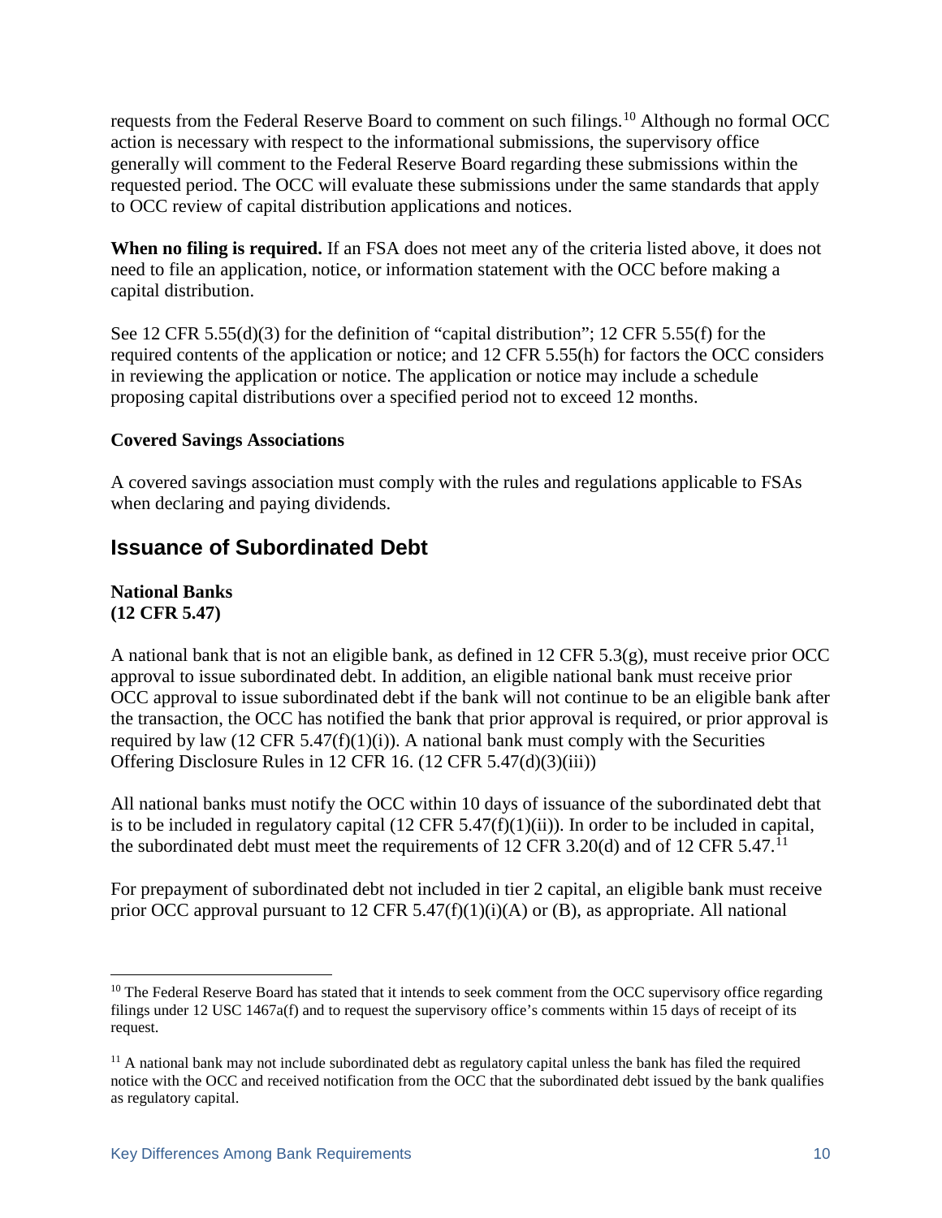requests from the Federal Reserve Board to comment on such filings.[10] Although no formal OCC action is necessary with respect to the informational submissions, the supervisory office generally will comment to the Federal Reserve Board regarding these submissions within the requested period. The OCC will evaluate these submissions under the same standards that apply to OCC review of capital distribution applications and notices.

**When no filing is required.** If an FSA does not meet any of the criteria listed above, it does not need to file an application, notice, or information statement with the OCC before making a capital distribution.

See 12 CFR 5.55(d)(3) for the definition of "capital distribution"; 12 CFR 5.55(f) for the required contents of the application or notice; and 12 CFR 5.55(h) for factors the OCC considers in reviewing the application or notice. The application or notice may include a schedule proposing capital distributions over a specified period not to exceed 12 months.

**Covered Savings Associations**

A covered savings association must comply with the rules and regulations applicable to FSAs when declaring and paying dividends.

## Issuance of Subordinated Debt

**National Banks**
**(12 CFR 5.47)**

A national bank that is not an eligible bank, as defined in 12 CFR 5.3(g), must receive prior OCC approval to issue subordinated debt. In addition, an eligible national bank must receive prior OCC approval to issue subordinated debt if the bank will not continue to be an eligible bank after the transaction, the OCC has notified the bank that prior approval is required, or prior approval is required by law (12 CFR 5.47(f)(1)(i)). A national bank must comply with the Securities Offering Disclosure Rules in 12 CFR 16. (12 CFR 5.47(d)(3)(iii))

All national banks must notify the OCC within 10 days of issuance of the subordinated debt that is to be included in regulatory capital (12 CFR 5.47(f)(1)(ii)). In order to be included in capital, the subordinated debt must meet the requirements of 12 CFR 3.20(d) and of 12 CFR 5.47.[11]

For prepayment of subordinated debt not included in tier 2 capital, an eligible bank must receive prior OCC approval pursuant to 12 CFR 5.47(f)(1)(i)(A) or (B), as appropriate. All national

[10] The Federal Reserve Board has stated that it intends to seek comment from the OCC supervisory office regarding filings under 12 USC 1467a(f) and to request the supervisory office's comments within 15 days of receipt of its request.

[11] A national bank may not include subordinated debt as regulatory capital unless the bank has filed the required notice with the OCC and received notification from the OCC that the subordinated debt issued by the bank qualifies as regulatory capital.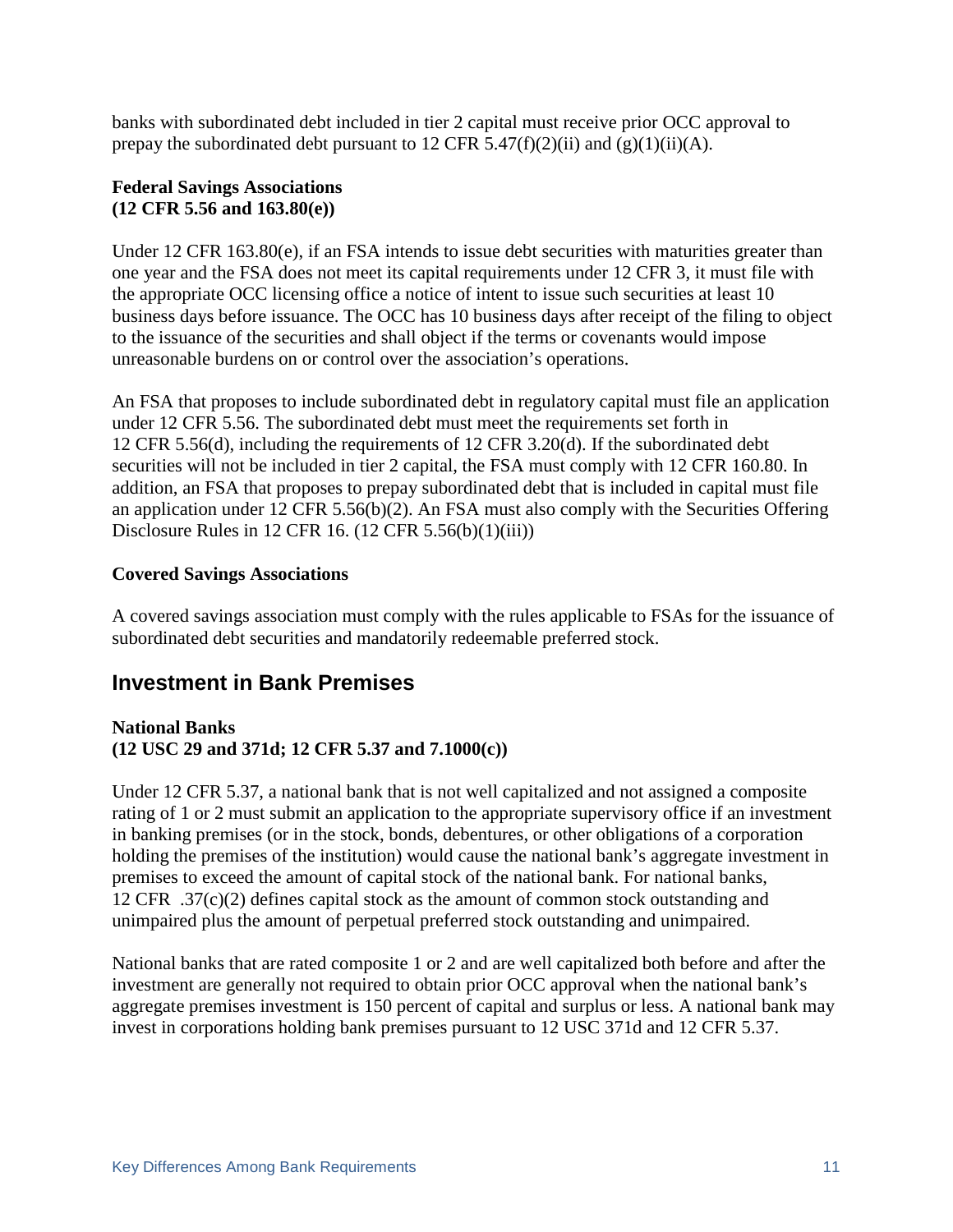banks with subordinated debt included in tier 2 capital must receive prior OCC approval to prepay the subordinated debt pursuant to 12 CFR 5.47(f)(2)(ii) and (g)(1)(ii)(A).

**Federal Savings Associations**
**(12 CFR 5.56 and 163.80(e))**

Under 12 CFR 163.80(e), if an FSA intends to issue debt securities with maturities greater than one year and the FSA does not meet its capital requirements under 12 CFR 3, it must file with the appropriate OCC licensing office a notice of intent to issue such securities at least 10 business days before issuance. The OCC has 10 business days after receipt of the filing to object to the issuance of the securities and shall object if the terms or covenants would impose unreasonable burdens on or control over the association's operations.

An FSA that proposes to include subordinated debt in regulatory capital must file an application under 12 CFR 5.56. The subordinated debt must meet the requirements set forth in 12 CFR 5.56(d), including the requirements of 12 CFR 3.20(d). If the subordinated debt securities will not be included in tier 2 capital, the FSA must comply with 12 CFR 160.80. In addition, an FSA that proposes to prepay subordinated debt that is included in capital must file an application under 12 CFR 5.56(b)(2). An FSA must also comply with the Securities Offering Disclosure Rules in 12 CFR 16. (12 CFR 5.56(b)(1)(iii))

**Covered Savings Associations**

A covered savings association must comply with the rules applicable to FSAs for the issuance of subordinated debt securities and mandatorily redeemable preferred stock.

## Investment in Bank Premises

**National Banks**
**(12 USC 29 and 371d; 12 CFR 5.37 and 7.1000(c))**

Under 12 CFR 5.37, a national bank that is not well capitalized and not assigned a composite rating of 1 or 2 must submit an application to the appropriate supervisory office if an investment in banking premises (or in the stock, bonds, debentures, or other obligations of a corporation holding the premises of the institution) would cause the national bank's aggregate investment in premises to exceed the amount of capital stock of the national bank. For national banks, 12 CFR .37(c)(2) defines capital stock as the amount of common stock outstanding and unimpaired plus the amount of perpetual preferred stock outstanding and unimpaired.

National banks that are rated composite 1 or 2 and are well capitalized both before and after the investment are generally not required to obtain prior OCC approval when the national bank's aggregate premises investment is 150 percent of capital and surplus or less. A national bank may invest in corporations holding bank premises pursuant to 12 USC 371d and 12 CFR 5.37.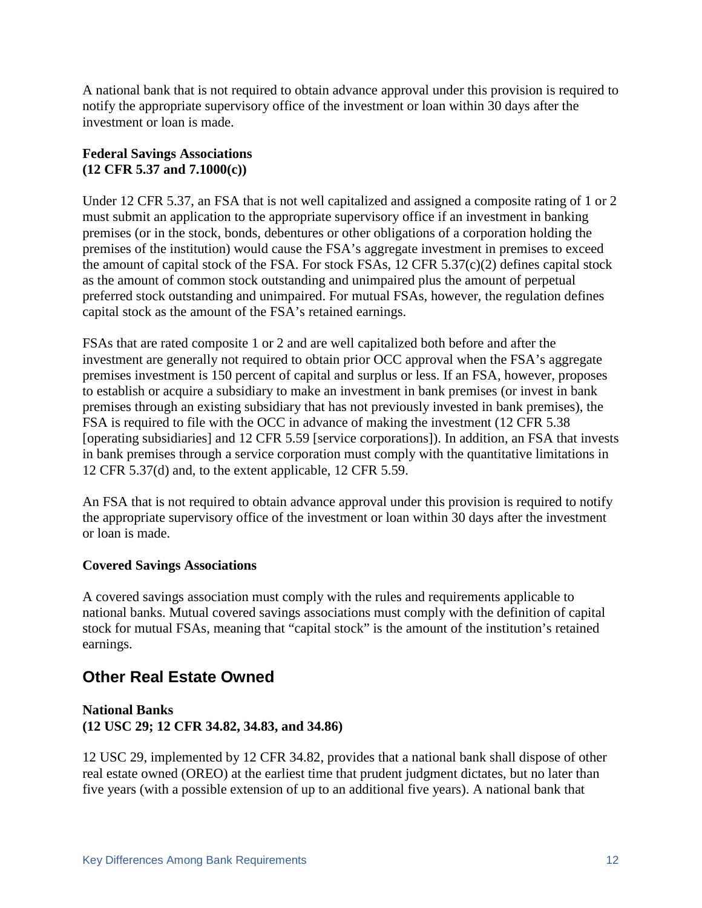A national bank that is not required to obtain advance approval under this provision is required to notify the appropriate supervisory office of the investment or loan within 30 days after the investment or loan is made.

**Federal Savings Associations**
**(12 CFR 5.37 and 7.1000(c))**

Under 12 CFR 5.37, an FSA that is not well capitalized and assigned a composite rating of 1 or 2 must submit an application to the appropriate supervisory office if an investment in banking premises (or in the stock, bonds, debentures or other obligations of a corporation holding the premises of the institution) would cause the FSA's aggregate investment in premises to exceed the amount of capital stock of the FSA. For stock FSAs, 12 CFR 5.37(c)(2) defines capital stock as the amount of common stock outstanding and unimpaired plus the amount of perpetual preferred stock outstanding and unimpaired. For mutual FSAs, however, the regulation defines capital stock as the amount of the FSA's retained earnings.

FSAs that are rated composite 1 or 2 and are well capitalized both before and after the investment are generally not required to obtain prior OCC approval when the FSA's aggregate premises investment is 150 percent of capital and surplus or less. If an FSA, however, proposes to establish or acquire a subsidiary to make an investment in bank premises (or invest in bank premises through an existing subsidiary that has not previously invested in bank premises), the FSA is required to file with the OCC in advance of making the investment (12 CFR 5.38 [operating subsidiaries] and 12 CFR 5.59 [service corporations]). In addition, an FSA that invests in bank premises through a service corporation must comply with the quantitative limitations in 12 CFR 5.37(d) and, to the extent applicable, 12 CFR 5.59.

An FSA that is not required to obtain advance approval under this provision is required to notify the appropriate supervisory office of the investment or loan within 30 days after the investment or loan is made.

**Covered Savings Associations**

A covered savings association must comply with the rules and requirements applicable to national banks. Mutual covered savings associations must comply with the definition of capital stock for mutual FSAs, meaning that "capital stock" is the amount of the institution's retained earnings.

## Other Real Estate Owned

**National Banks**
**(12 USC 29; 12 CFR 34.82, 34.83, and 34.86)**

12 USC 29, implemented by 12 CFR 34.82, provides that a national bank shall dispose of other real estate owned (OREO) at the earliest time that prudent judgment dictates, but no later than five years (with a possible extension of up to an additional five years). A national bank that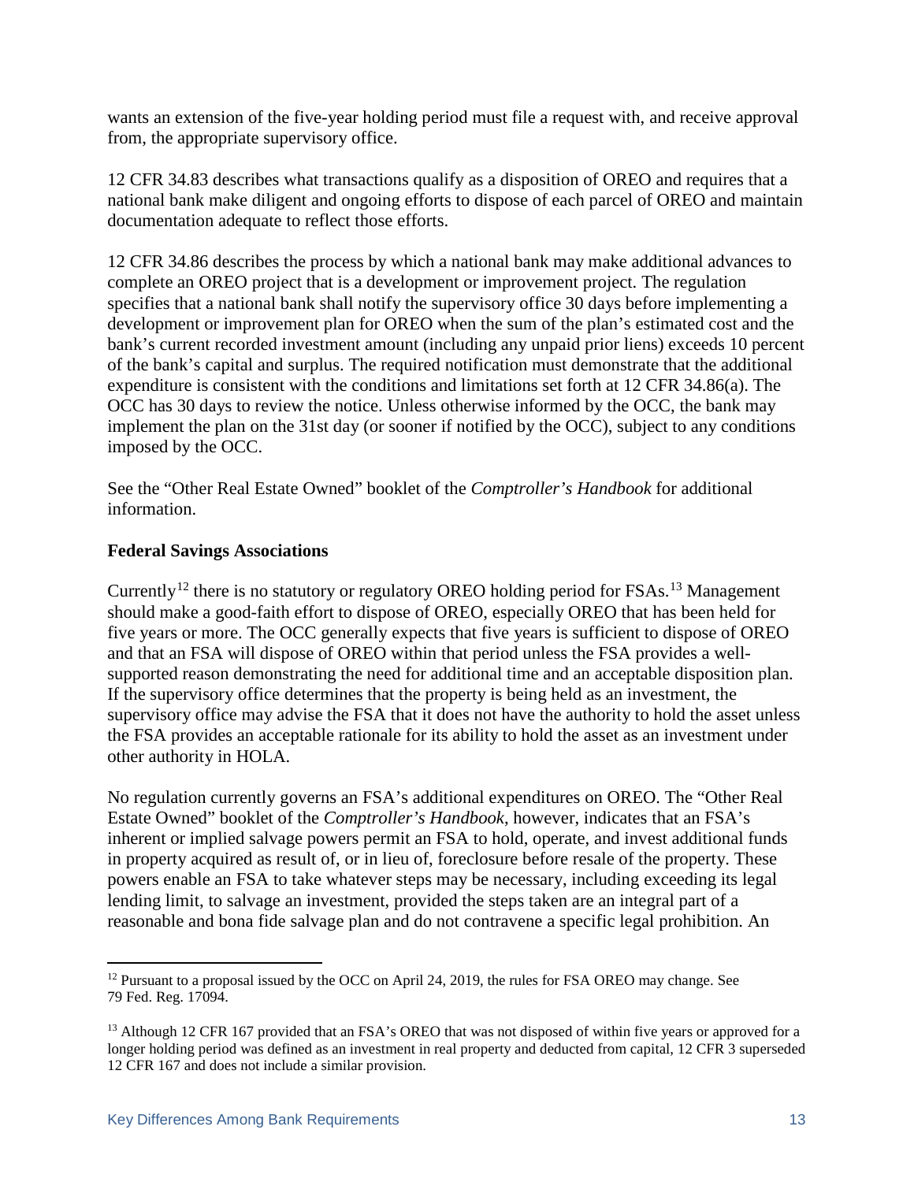wants an extension of the five-year holding period must file a request with, and receive approval from, the appropriate supervisory office.

12 CFR 34.83 describes what transactions qualify as a disposition of OREO and requires that a national bank make diligent and ongoing efforts to dispose of each parcel of OREO and maintain documentation adequate to reflect those efforts.

12 CFR 34.86 describes the process by which a national bank may make additional advances to complete an OREO project that is a development or improvement project. The regulation specifies that a national bank shall notify the supervisory office 30 days before implementing a development or improvement plan for OREO when the sum of the plan's estimated cost and the bank's current recorded investment amount (including any unpaid prior liens) exceeds 10 percent of the bank's capital and surplus. The required notification must demonstrate that the additional expenditure is consistent with the conditions and limitations set forth at 12 CFR 34.86(a). The OCC has 30 days to review the notice. Unless otherwise informed by the OCC, the bank may implement the plan on the 31st day (or sooner if notified by the OCC), subject to any conditions imposed by the OCC.

See the "Other Real Estate Owned" booklet of the *Comptroller's Handbook* for additional information.

**Federal Savings Associations**

Currently[12] there is no statutory or regulatory OREO holding period for FSAs.[13] Management should make a good-faith effort to dispose of OREO, especially OREO that has been held for five years or more. The OCC generally expects that five years is sufficient to dispose of OREO and that an FSA will dispose of OREO within that period unless the FSA provides a well-supported reason demonstrating the need for additional time and an acceptable disposition plan. If the supervisory office determines that the property is being held as an investment, the supervisory office may advise the FSA that it does not have the authority to hold the asset unless the FSA provides an acceptable rationale for its ability to hold the asset as an investment under other authority in HOLA.

No regulation currently governs an FSA's additional expenditures on OREO. The "Other Real Estate Owned" booklet of the *Comptroller's Handbook*, however, indicates that an FSA's inherent or implied salvage powers permit an FSA to hold, operate, and invest additional funds in property acquired as result of, or in lieu of, foreclosure before resale of the property. These powers enable an FSA to take whatever steps may be necessary, including exceeding its legal lending limit, to salvage an investment, provided the steps taken are an integral part of a reasonable and bona fide salvage plan and do not contravene a specific legal prohibition. An

---

[12] Pursuant to a proposal issued by the OCC on April 24, 2019, the rules for FSA OREO may change. See 79 Fed. Reg. 17094.

[13] Although 12 CFR 167 provided that an FSA's OREO that was not disposed of within five years or approved for a longer holding period was defined as an investment in real property and deducted from capital, 12 CFR 3 superseded 12 CFR 167 and does not include a similar provision.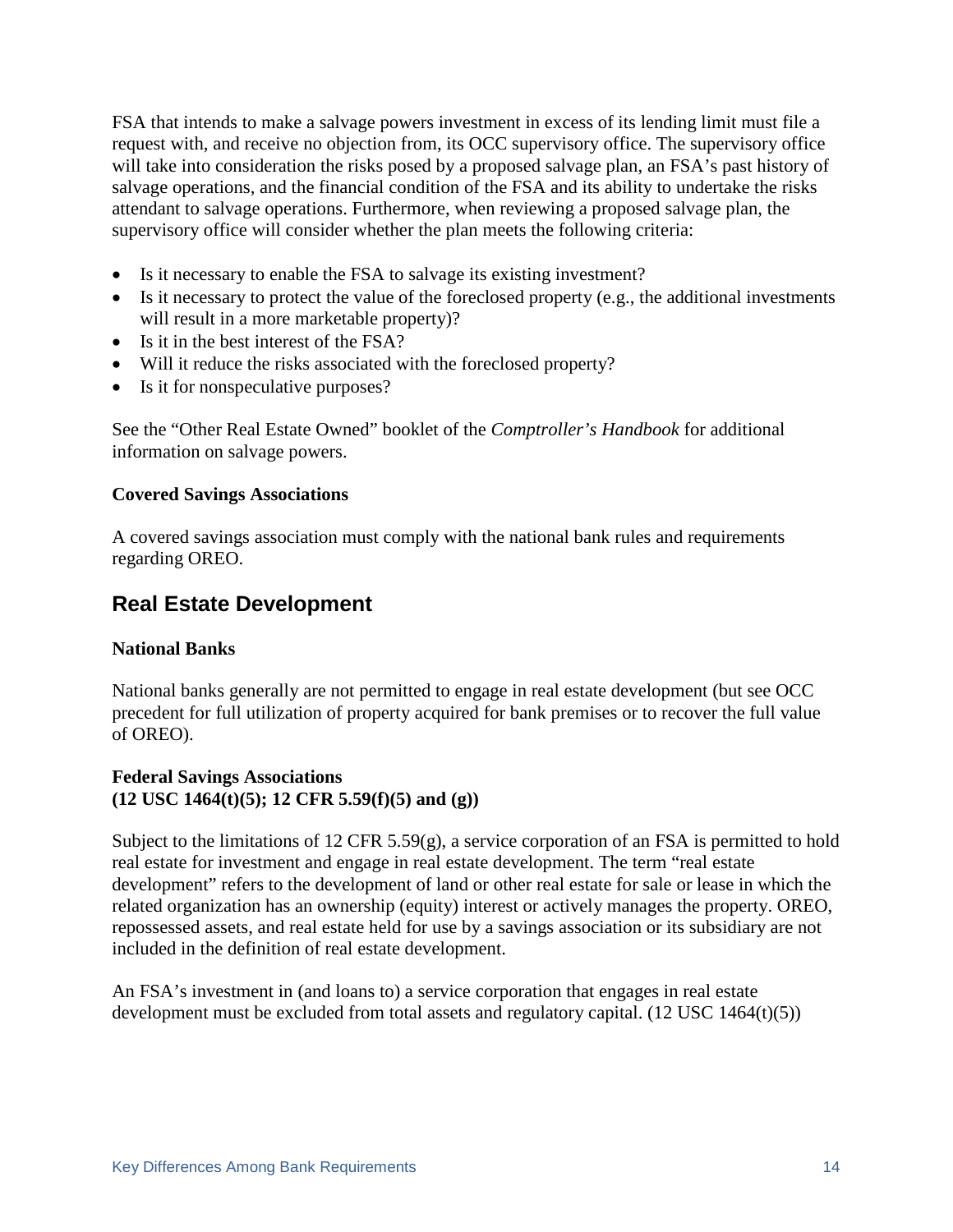FSA that intends to make a salvage powers investment in excess of its lending limit must file a request with, and receive no objection from, its OCC supervisory office. The supervisory office will take into consideration the risks posed by a proposed salvage plan, an FSA's past history of salvage operations, and the financial condition of the FSA and its ability to undertake the risks attendant to salvage operations. Furthermore, when reviewing a proposed salvage plan, the supervisory office will consider whether the plan meets the following criteria:

- Is it necessary to enable the FSA to salvage its existing investment?
- Is it necessary to protect the value of the foreclosed property (e.g., the additional investments will result in a more marketable property)?
- Is it in the best interest of the FSA?
- Will it reduce the risks associated with the foreclosed property?
- Is it for nonspeculative purposes?

See the "Other Real Estate Owned" booklet of the *Comptroller's Handbook* for additional information on salvage powers.

**Covered Savings Associations**

A covered savings association must comply with the national bank rules and requirements regarding OREO.

## Real Estate Development

**National Banks**

National banks generally are not permitted to engage in real estate development (but see OCC precedent for full utilization of property acquired for bank premises or to recover the full value of OREO).

**Federal Savings Associations**
**(12 USC 1464(t)(5); 12 CFR 5.59(f)(5) and (g))**

Subject to the limitations of 12 CFR 5.59(g), a service corporation of an FSA is permitted to hold real estate for investment and engage in real estate development. The term "real estate development" refers to the development of land or other real estate for sale or lease in which the related organization has an ownership (equity) interest or actively manages the property. OREO, repossessed assets, and real estate held for use by a savings association or its subsidiary are not included in the definition of real estate development.

An FSA's investment in (and loans to) a service corporation that engages in real estate development must be excluded from total assets and regulatory capital. (12 USC 1464(t)(5))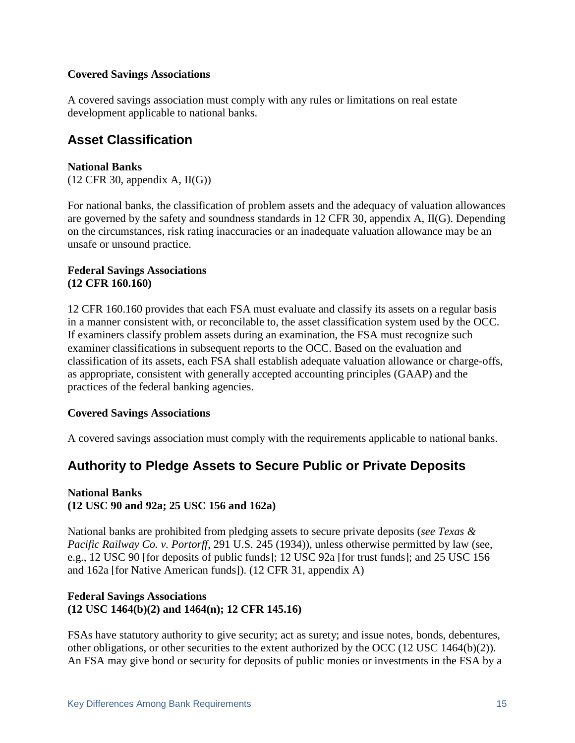#### Covered Savings Associations

A covered savings association must comply with any rules or limitations on real estate development applicable to national banks.

## Asset Classification

#### National Banks
(12 CFR 30, appendix A, II(G))

For national banks, the classification of problem assets and the adequacy of valuation allowances are governed by the safety and soundness standards in 12 CFR 30, appendix A, II(G). Depending on the circumstances, risk rating inaccuracies or an inadequate valuation allowance may be an unsafe or unsound practice.

#### Federal Savings Associations
**(12 CFR 160.160)**

12 CFR 160.160 provides that each FSA must evaluate and classify its assets on a regular basis in a manner consistent with, or reconcilable to, the asset classification system used by the OCC. If examiners classify problem assets during an examination, the FSA must recognize such examiner classifications in subsequent reports to the OCC. Based on the evaluation and classification of its assets, each FSA shall establish adequate valuation allowance or charge-offs, as appropriate, consistent with generally accepted accounting principles (GAAP) and the practices of the federal banking agencies.

#### Covered Savings Associations

A covered savings association must comply with the requirements applicable to national banks.

## Authority to Pledge Assets to Secure Public or Private Deposits

#### National Banks
**(12 USC 90 and 92a; 25 USC 156 and 162a)**

National banks are prohibited from pledging assets to secure private deposits (*see Texas & Pacific Railway Co. v. Portorff*, 291 U.S. 245 (1934)), unless otherwise permitted by law (see, e.g., 12 USC 90 [for deposits of public funds]; 12 USC 92a [for trust funds]; and 25 USC 156 and 162a [for Native American funds]). (12 CFR 31, appendix A)

#### Federal Savings Associations
**(12 USC 1464(b)(2) and 1464(n); 12 CFR 145.16)**

FSAs have statutory authority to give security; act as surety; and issue notes, bonds, debentures, other obligations, or other securities to the extent authorized by the OCC (12 USC 1464(b)(2)). An FSA may give bond or security for deposits of public monies or investments in the FSA by a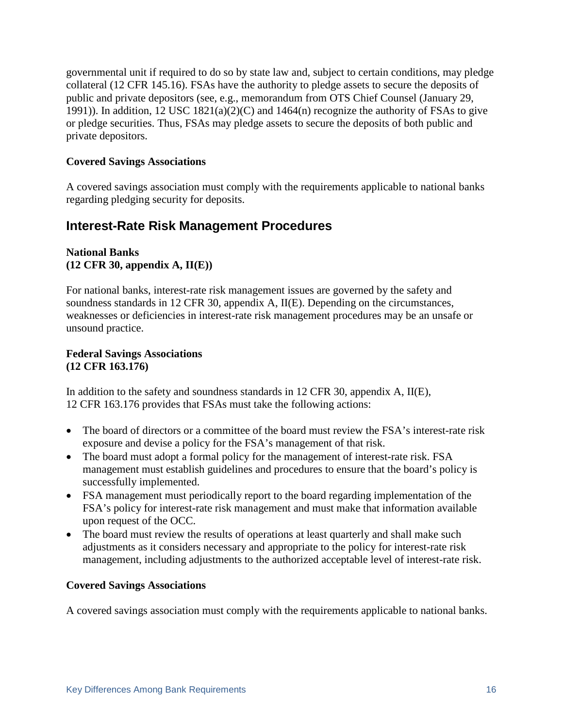governmental unit if required to do so by state law and, subject to certain conditions, may pledge collateral (12 CFR 145.16). FSAs have the authority to pledge assets to secure the deposits of public and private depositors (see, e.g., memorandum from OTS Chief Counsel (January 29, 1991)). In addition, 12 USC 1821(a)(2)(C) and 1464(n) recognize the authority of FSAs to give or pledge securities. Thus, FSAs may pledge assets to secure the deposits of both public and private depositors.

**Covered Savings Associations**

A covered savings association must comply with the requirements applicable to national banks regarding pledging security for deposits.

## Interest-Rate Risk Management Procedures

**National Banks**
**(12 CFR 30, appendix A, II(E))**

For national banks, interest-rate risk management issues are governed by the safety and soundness standards in 12 CFR 30, appendix A, II(E). Depending on the circumstances, weaknesses or deficiencies in interest-rate risk management procedures may be an unsafe or unsound practice.

**Federal Savings Associations**
**(12 CFR 163.176)**

In addition to the safety and soundness standards in 12 CFR 30, appendix A, II(E), 12 CFR 163.176 provides that FSAs must take the following actions:

- The board of directors or a committee of the board must review the FSA's interest-rate risk exposure and devise a policy for the FSA's management of that risk.
- The board must adopt a formal policy for the management of interest-rate risk. FSA management must establish guidelines and procedures to ensure that the board's policy is successfully implemented.
- FSA management must periodically report to the board regarding implementation of the FSA's policy for interest-rate risk management and must make that information available upon request of the OCC.
- The board must review the results of operations at least quarterly and shall make such adjustments as it considers necessary and appropriate to the policy for interest-rate risk management, including adjustments to the authorized acceptable level of interest-rate risk.

**Covered Savings Associations**

A covered savings association must comply with the requirements applicable to national banks.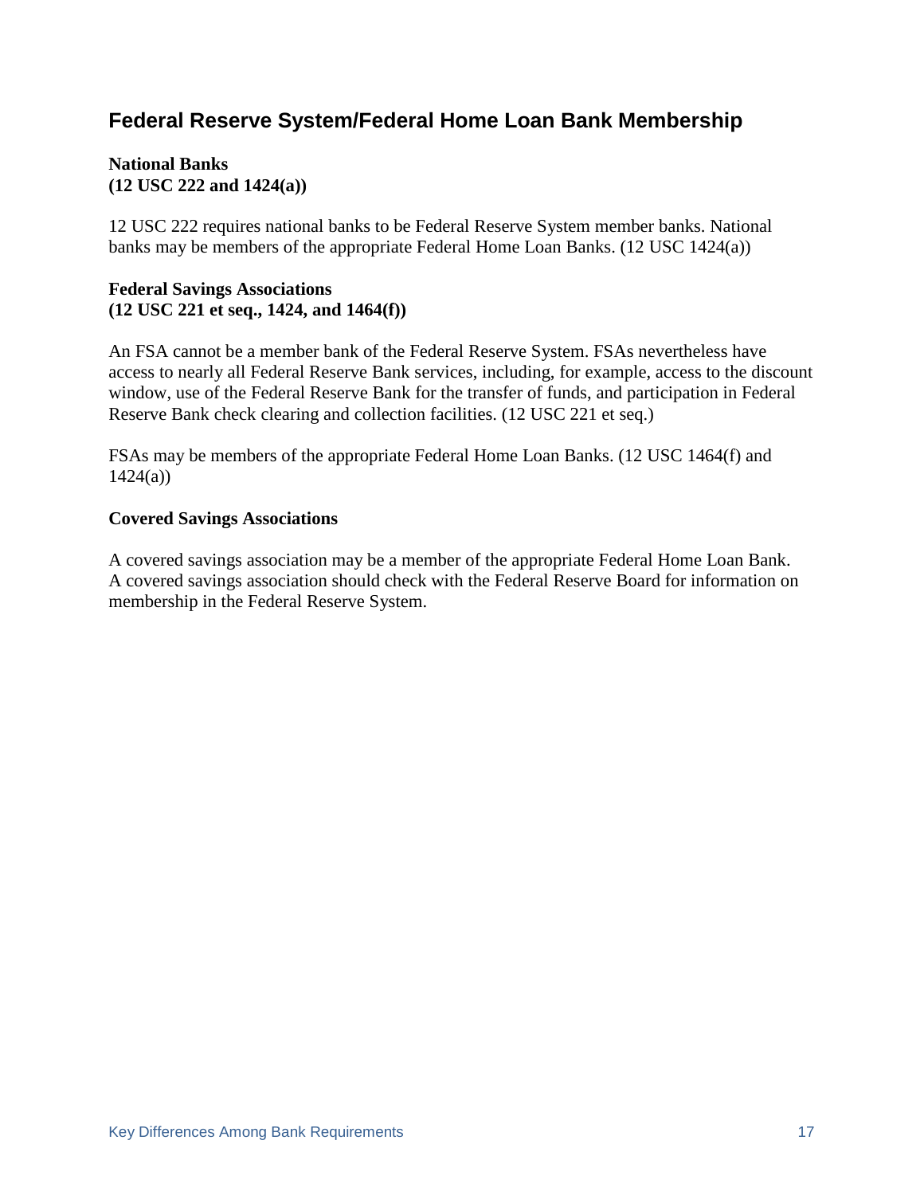## Federal Reserve System/Federal Home Loan Bank Membership

**National Banks**
**(12 USC 222 and 1424(a))**

12 USC 222 requires national banks to be Federal Reserve System member banks. National banks may be members of the appropriate Federal Home Loan Banks. (12 USC 1424(a))

**Federal Savings Associations**
**(12 USC 221 et seq., 1424, and 1464(f))**

An FSA cannot be a member bank of the Federal Reserve System. FSAs nevertheless have access to nearly all Federal Reserve Bank services, including, for example, access to the discount window, use of the Federal Reserve Bank for the transfer of funds, and participation in Federal Reserve Bank check clearing and collection facilities. (12 USC 221 et seq.)

FSAs may be members of the appropriate Federal Home Loan Banks. (12 USC 1464(f) and 1424(a))

**Covered Savings Associations**

A covered savings association may be a member of the appropriate Federal Home Loan Bank. A covered savings association should check with the Federal Reserve Board for information on membership in the Federal Reserve System.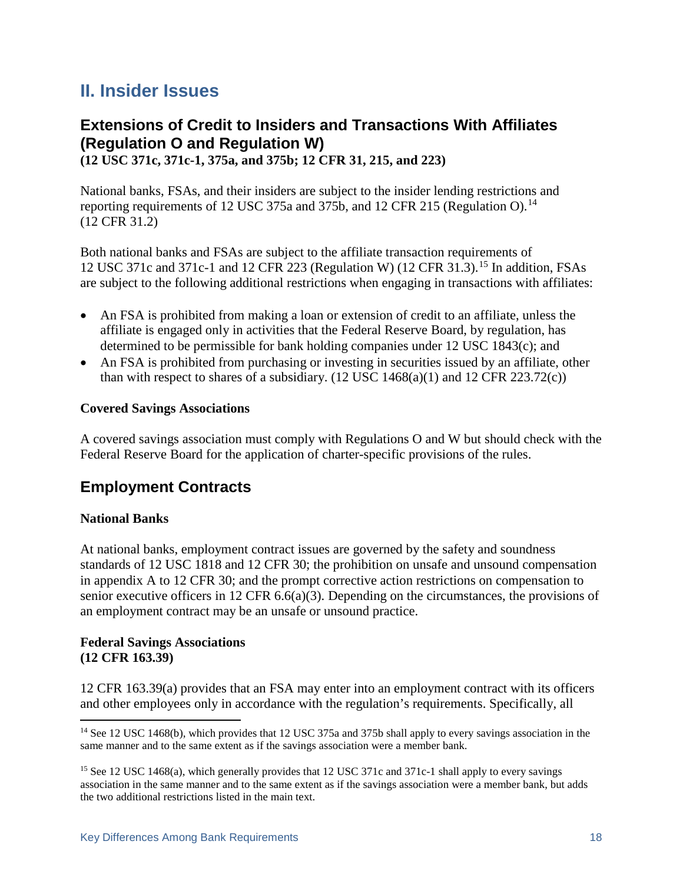## II. Insider Issues

### Extensions of Credit to Insiders and Transactions With Affiliates (Regulation O and Regulation W)

**(12 USC 371c, 371c-1, 375a, and 375b; 12 CFR 31, 215, and 223)**

National banks, FSAs, and their insiders are subject to the insider lending restrictions and reporting requirements of 12 USC 375a and 375b, and 12 CFR 215 (Regulation O).[14] (12 CFR 31.2)

Both national banks and FSAs are subject to the affiliate transaction requirements of 12 USC 371c and 371c-1 and 12 CFR 223 (Regulation W) (12 CFR 31.3).[15] In addition, FSAs are subject to the following additional restrictions when engaging in transactions with affiliates:

- An FSA is prohibited from making a loan or extension of credit to an affiliate, unless the affiliate is engaged only in activities that the Federal Reserve Board, by regulation, has determined to be permissible for bank holding companies under 12 USC 1843(c); and
- An FSA is prohibited from purchasing or investing in securities issued by an affiliate, other than with respect to shares of a subsidiary. (12 USC 1468(a)(1) and 12 CFR 223.72(c))

**Covered Savings Associations**

A covered savings association must comply with Regulations O and W but should check with the Federal Reserve Board for the application of charter-specific provisions of the rules.

### Employment Contracts

**National Banks**

At national banks, employment contract issues are governed by the safety and soundness standards of 12 USC 1818 and 12 CFR 30; the prohibition on unsafe and unsound compensation in appendix A to 12 CFR 30; and the prompt corrective action restrictions on compensation to senior executive officers in 12 CFR 6.6(a)(3). Depending on the circumstances, the provisions of an employment contract may be an unsafe or unsound practice.

**Federal Savings Associations**
**(12 CFR 163.39)**

12 CFR 163.39(a) provides that an FSA may enter into an employment contract with its officers and other employees only in accordance with the regulation's requirements. Specifically, all

---

[14] See 12 USC 1468(b), which provides that 12 USC 375a and 375b shall apply to every savings association in the same manner and to the same extent as if the savings association were a member bank.

[15] See 12 USC 1468(a), which generally provides that 12 USC 371c and 371c-1 shall apply to every savings association in the same manner and to the same extent as if the savings association were a member bank, but adds the two additional restrictions listed in the main text.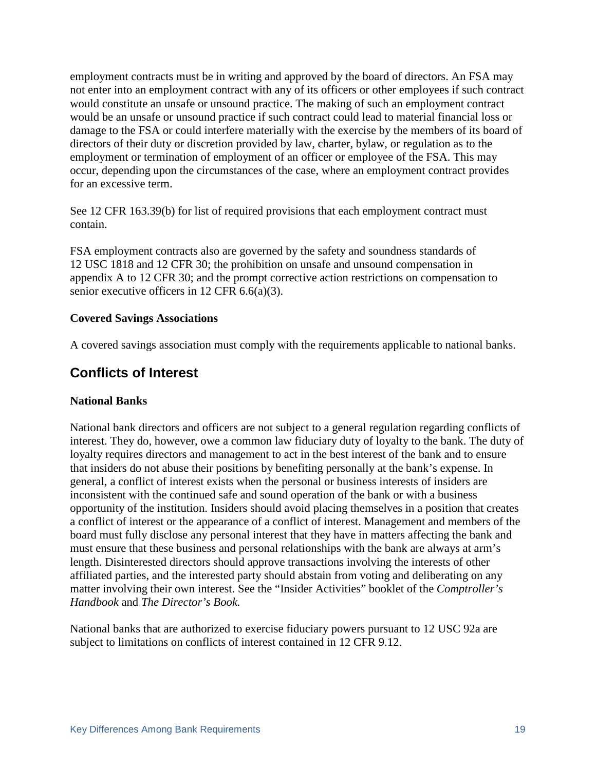employment contracts must be in writing and approved by the board of directors. An FSA may not enter into an employment contract with any of its officers or other employees if such contract would constitute an unsafe or unsound practice. The making of such an employment contract would be an unsafe or unsound practice if such contract could lead to material financial loss or damage to the FSA or could interfere materially with the exercise by the members of its board of directors of their duty or discretion provided by law, charter, bylaw, or regulation as to the employment or termination of employment of an officer or employee of the FSA. This may occur, depending upon the circumstances of the case, where an employment contract provides for an excessive term.

See 12 CFR 163.39(b) for list of required provisions that each employment contract must contain.

FSA employment contracts also are governed by the safety and soundness standards of 12 USC 1818 and 12 CFR 30; the prohibition on unsafe and unsound compensation in appendix A to 12 CFR 30; and the prompt corrective action restrictions on compensation to senior executive officers in 12 CFR 6.6(a)(3).

**Covered Savings Associations**

A covered savings association must comply with the requirements applicable to national banks.

## Conflicts of Interest

**National Banks**

National bank directors and officers are not subject to a general regulation regarding conflicts of interest. They do, however, owe a common law fiduciary duty of loyalty to the bank. The duty of loyalty requires directors and management to act in the best interest of the bank and to ensure that insiders do not abuse their positions by benefiting personally at the bank's expense. In general, a conflict of interest exists when the personal or business interests of insiders are inconsistent with the continued safe and sound operation of the bank or with a business opportunity of the institution. Insiders should avoid placing themselves in a position that creates a conflict of interest or the appearance of a conflict of interest. Management and members of the board must fully disclose any personal interest that they have in matters affecting the bank and must ensure that these business and personal relationships with the bank are always at arm's length. Disinterested directors should approve transactions involving the interests of other affiliated parties, and the interested party should abstain from voting and deliberating on any matter involving their own interest. See the "Insider Activities" booklet of the *Comptroller's Handbook* and *The Director's Book.*

National banks that are authorized to exercise fiduciary powers pursuant to 12 USC 92a are subject to limitations on conflicts of interest contained in 12 CFR 9.12.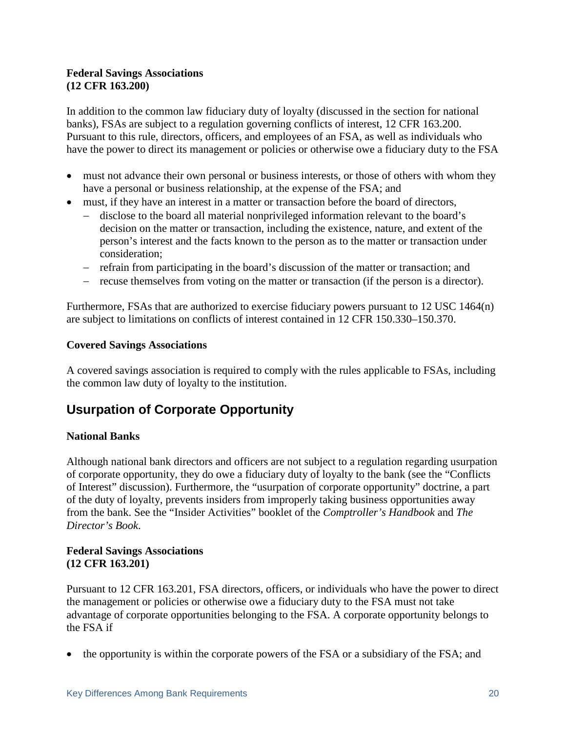**Federal Savings Associations**
**(12 CFR 163.200)**

In addition to the common law fiduciary duty of loyalty (discussed in the section for national banks), FSAs are subject to a regulation governing conflicts of interest, 12 CFR 163.200. Pursuant to this rule, directors, officers, and employees of an FSA, as well as individuals who have the power to direct its management or policies or otherwise owe a fiduciary duty to the FSA

- must not advance their own personal or business interests, or those of others with whom they have a personal or business relationship, at the expense of the FSA; and
- must, if they have an interest in a matter or transaction before the board of directors,
  - disclose to the board all material nonprivileged information relevant to the board's decision on the matter or transaction, including the existence, nature, and extent of the person's interest and the facts known to the person as to the matter or transaction under consideration;
  - refrain from participating in the board's discussion of the matter or transaction; and
  - recuse themselves from voting on the matter or transaction (if the person is a director).

Furthermore, FSAs that are authorized to exercise fiduciary powers pursuant to 12 USC 1464(n) are subject to limitations on conflicts of interest contained in 12 CFR 150.330–150.370.

**Covered Savings Associations**

A covered savings association is required to comply with the rules applicable to FSAs, including the common law duty of loyalty to the institution.

## Usurpation of Corporate Opportunity

**National Banks**

Although national bank directors and officers are not subject to a regulation regarding usurpation of corporate opportunity, they do owe a fiduciary duty of loyalty to the bank (see the "Conflicts of Interest" discussion). Furthermore, the "usurpation of corporate opportunity" doctrine, a part of the duty of loyalty, prevents insiders from improperly taking business opportunities away from the bank. See the "Insider Activities" booklet of the *Comptroller's Handbook* and *The Director's Book.*

**Federal Savings Associations**
**(12 CFR 163.201)**

Pursuant to 12 CFR 163.201, FSA directors, officers, or individuals who have the power to direct the management or policies or otherwise owe a fiduciary duty to the FSA must not take advantage of corporate opportunities belonging to the FSA. A corporate opportunity belongs to the FSA if

- the opportunity is within the corporate powers of the FSA or a subsidiary of the FSA; and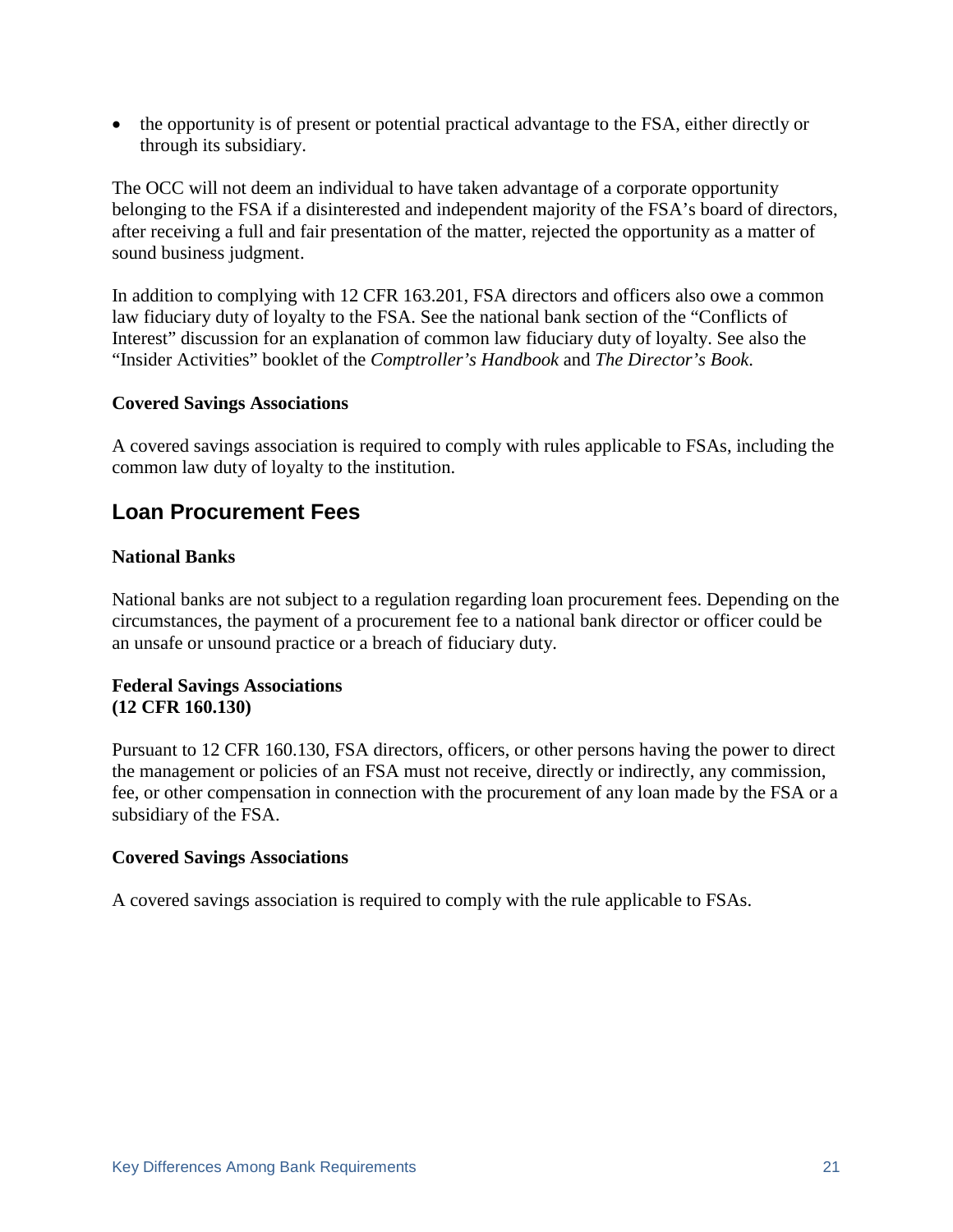- the opportunity is of present or potential practical advantage to the FSA, either directly or through its subsidiary.

The OCC will not deem an individual to have taken advantage of a corporate opportunity belonging to the FSA if a disinterested and independent majority of the FSA's board of directors, after receiving a full and fair presentation of the matter, rejected the opportunity as a matter of sound business judgment.

In addition to complying with 12 CFR 163.201, FSA directors and officers also owe a common law fiduciary duty of loyalty to the FSA. See the national bank section of the "Conflicts of Interest" discussion for an explanation of common law fiduciary duty of loyalty. See also the "Insider Activities" booklet of the *Comptroller's Handbook* and *The Director's Book*.

**Covered Savings Associations**

A covered savings association is required to comply with rules applicable to FSAs, including the common law duty of loyalty to the institution.

## Loan Procurement Fees

**National Banks**

National banks are not subject to a regulation regarding loan procurement fees. Depending on the circumstances, the payment of a procurement fee to a national bank director or officer could be an unsafe or unsound practice or a breach of fiduciary duty.

**Federal Savings Associations**
**(12 CFR 160.130)**

Pursuant to 12 CFR 160.130, FSA directors, officers, or other persons having the power to direct the management or policies of an FSA must not receive, directly or indirectly, any commission, fee, or other compensation in connection with the procurement of any loan made by the FSA or a subsidiary of the FSA.

**Covered Savings Associations**

A covered savings association is required to comply with the rule applicable to FSAs.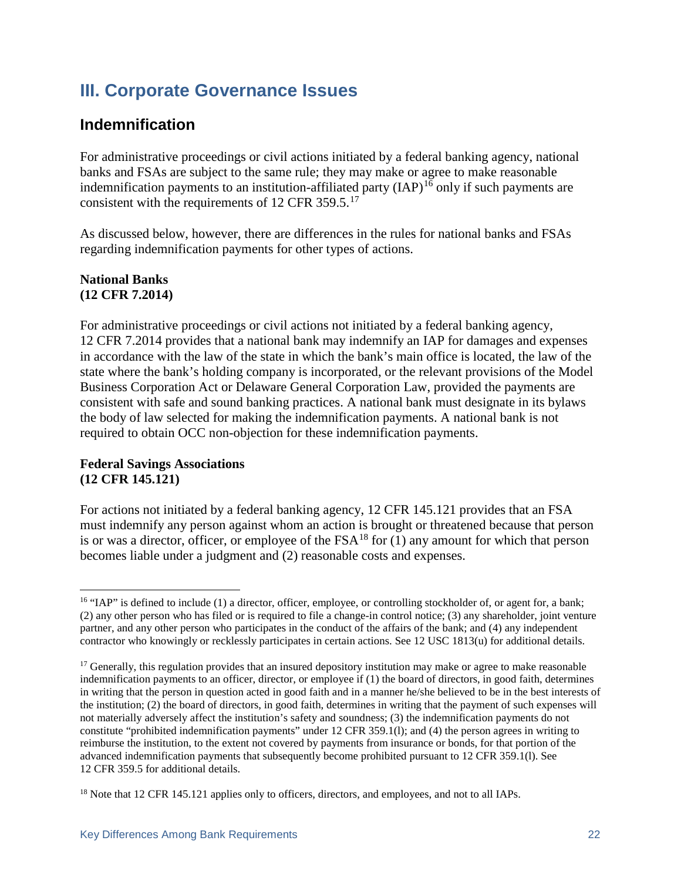# III. Corporate Governance Issues

## Indemnification

For administrative proceedings or civil actions initiated by a federal banking agency, national banks and FSAs are subject to the same rule; they may make or agree to make reasonable indemnification payments to an institution-affiliated party (IAP)[16] only if such payments are consistent with the requirements of 12 CFR 359.5.[17]

As discussed below, however, there are differences in the rules for national banks and FSAs regarding indemnification payments for other types of actions.

**National Banks**
**(12 CFR 7.2014)**

For administrative proceedings or civil actions not initiated by a federal banking agency, 12 CFR 7.2014 provides that a national bank may indemnify an IAP for damages and expenses in accordance with the law of the state in which the bank's main office is located, the law of the state where the bank's holding company is incorporated, or the relevant provisions of the Model Business Corporation Act or Delaware General Corporation Law, provided the payments are consistent with safe and sound banking practices. A national bank must designate in its bylaws the body of law selected for making the indemnification payments. A national bank is not required to obtain OCC non-objection for these indemnification payments.

**Federal Savings Associations**
**(12 CFR 145.121)**

For actions not initiated by a federal banking agency, 12 CFR 145.121 provides that an FSA must indemnify any person against whom an action is brought or threatened because that person is or was a director, officer, or employee of the FSA[18] for (1) any amount for which that person becomes liable under a judgment and (2) reasonable costs and expenses.

---

[16] "IAP" is defined to include (1) a director, officer, employee, or controlling stockholder of, or agent for, a bank; (2) any other person who has filed or is required to file a change-in control notice; (3) any shareholder, joint venture partner, and any other person who participates in the conduct of the affairs of the bank; and (4) any independent contractor who knowingly or recklessly participates in certain actions. See 12 USC 1813(u) for additional details.

[17] Generally, this regulation provides that an insured depository institution may make or agree to make reasonable indemnification payments to an officer, director, or employee if (1) the board of directors, in good faith, determines in writing that the person in question acted in good faith and in a manner he/she believed to be in the best interests of the institution; (2) the board of directors, in good faith, determines in writing that the payment of such expenses will not materially adversely affect the institution's safety and soundness; (3) the indemnification payments do not constitute "prohibited indemnification payments" under 12 CFR 359.1(l); and (4) the person agrees in writing to reimburse the institution, to the extent not covered by payments from insurance or bonds, for that portion of the advanced indemnification payments that subsequently become prohibited pursuant to 12 CFR 359.1(l). See 12 CFR 359.5 for additional details.

[18] Note that 12 CFR 145.121 applies only to officers, directors, and employees, and not to all IAPs.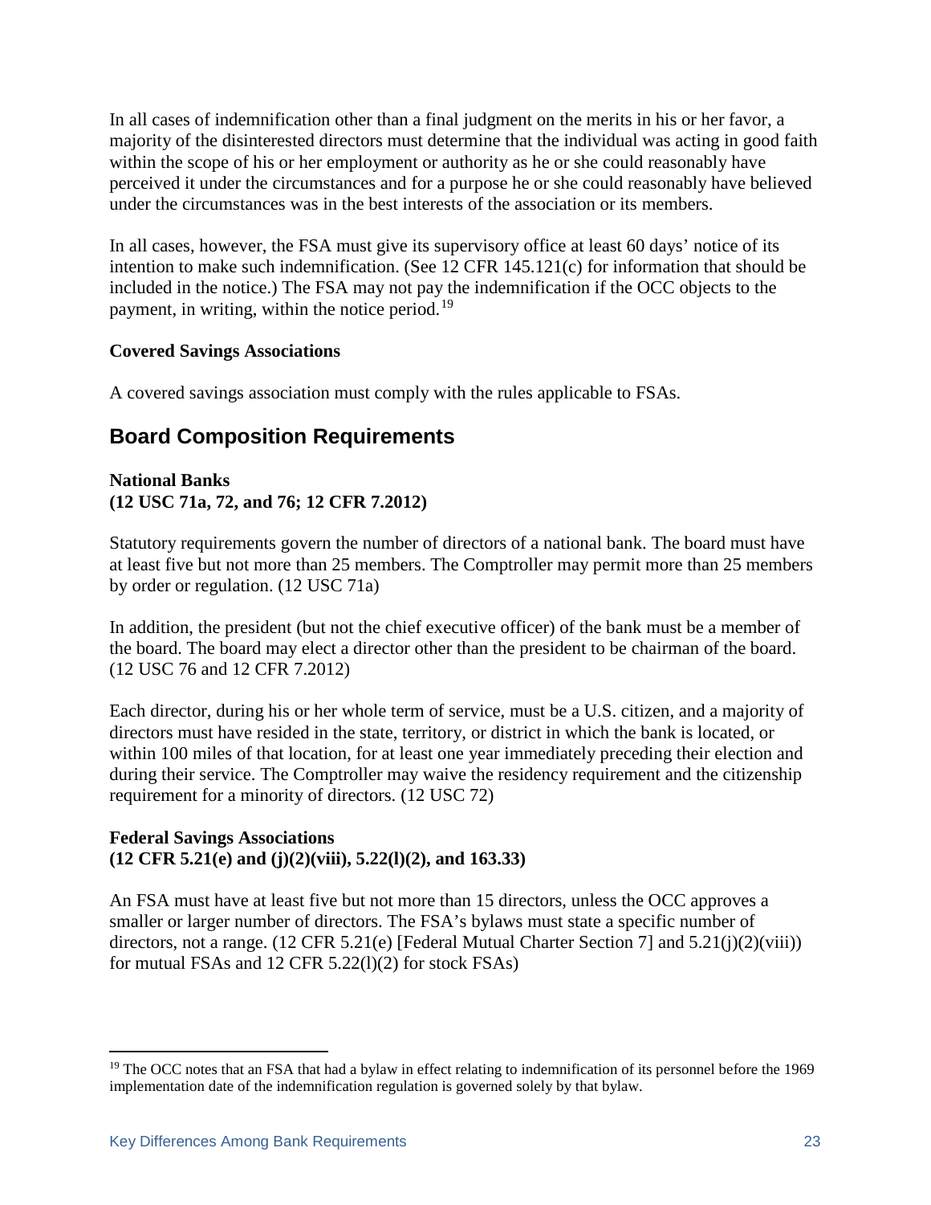In all cases of indemnification other than a final judgment on the merits in his or her favor, a majority of the disinterested directors must determine that the individual was acting in good faith within the scope of his or her employment or authority as he or she could reasonably have perceived it under the circumstances and for a purpose he or she could reasonably have believed under the circumstances was in the best interests of the association or its members.

In all cases, however, the FSA must give its supervisory office at least 60 days' notice of its intention to make such indemnification. (See 12 CFR 145.121(c) for information that should be included in the notice.) The FSA may not pay the indemnification if the OCC objects to the payment, in writing, within the notice period.[19]

**Covered Savings Associations**

A covered savings association must comply with the rules applicable to FSAs.

## Board Composition Requirements

**National Banks**
**(12 USC 71a, 72, and 76; 12 CFR 7.2012)**

Statutory requirements govern the number of directors of a national bank. The board must have at least five but not more than 25 members. The Comptroller may permit more than 25 members by order or regulation. (12 USC 71a)

In addition, the president (but not the chief executive officer) of the bank must be a member of the board. The board may elect a director other than the president to be chairman of the board. (12 USC 76 and 12 CFR 7.2012)

Each director, during his or her whole term of service, must be a U.S. citizen, and a majority of directors must have resided in the state, territory, or district in which the bank is located, or within 100 miles of that location, for at least one year immediately preceding their election and during their service. The Comptroller may waive the residency requirement and the citizenship requirement for a minority of directors. (12 USC 72)

**Federal Savings Associations**
**(12 CFR 5.21(e) and (j)(2)(viii), 5.22(l)(2), and 163.33)**

An FSA must have at least five but not more than 15 directors, unless the OCC approves a smaller or larger number of directors. The FSA's bylaws must state a specific number of directors, not a range. (12 CFR 5.21(e) [Federal Mutual Charter Section 7] and 5.21(j)(2)(viii)) for mutual FSAs and 12 CFR 5.22(l)(2) for stock FSAs)

---

[19] The OCC notes that an FSA that had a bylaw in effect relating to indemnification of its personnel before the 1969 implementation date of the indemnification regulation is governed solely by that bylaw.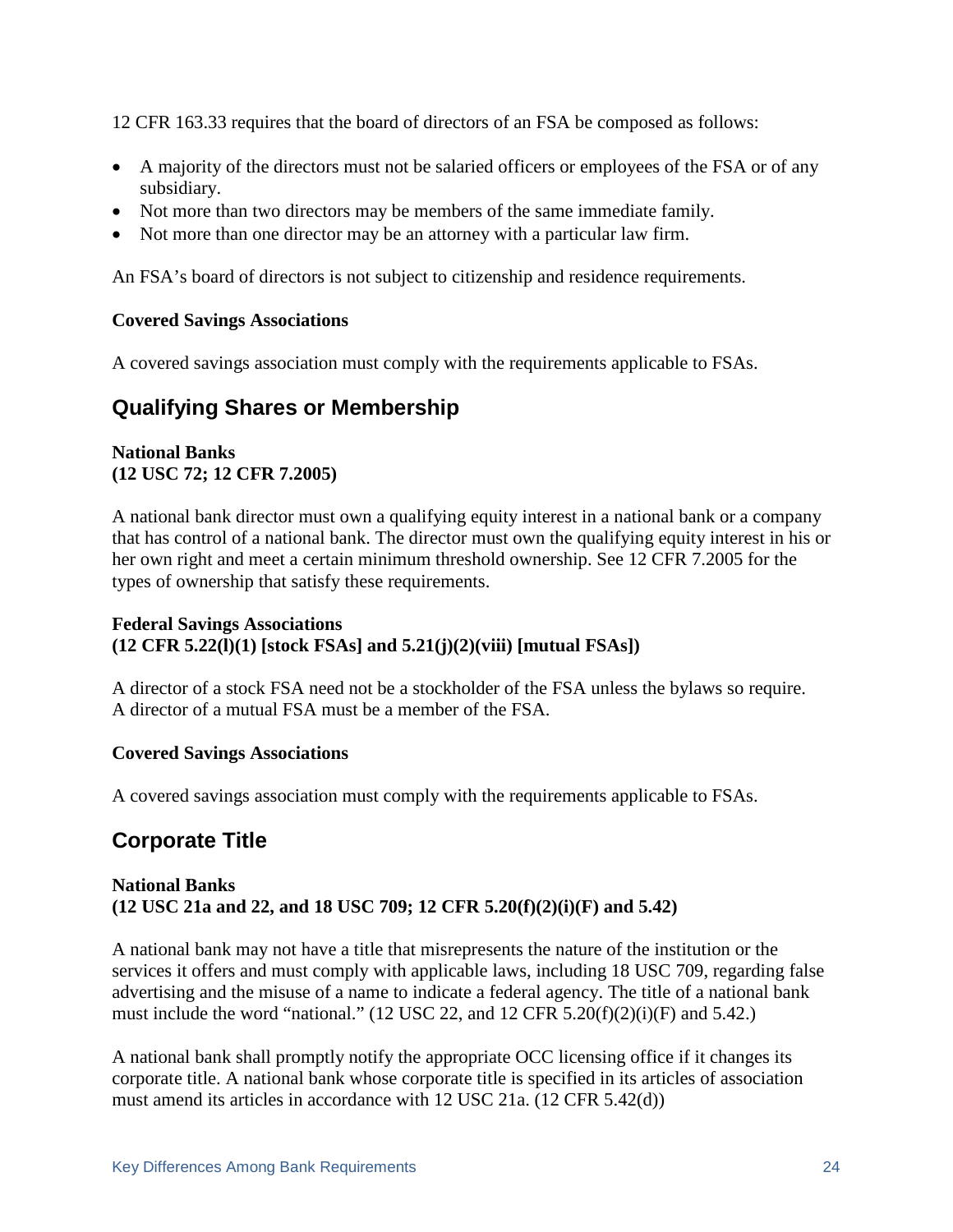12 CFR 163.33 requires that the board of directors of an FSA be composed as follows:

- A majority of the directors must not be salaried officers or employees of the FSA or of any subsidiary.
- Not more than two directors may be members of the same immediate family.
- Not more than one director may be an attorney with a particular law firm.

An FSA's board of directors is not subject to citizenship and residence requirements.

**Covered Savings Associations**

A covered savings association must comply with the requirements applicable to FSAs.

## Qualifying Shares or Membership

**National Banks**
**(12 USC 72; 12 CFR 7.2005)**

A national bank director must own a qualifying equity interest in a national bank or a company that has control of a national bank. The director must own the qualifying equity interest in his or her own right and meet a certain minimum threshold ownership. See 12 CFR 7.2005 for the types of ownership that satisfy these requirements.

**Federal Savings Associations**
**(12 CFR 5.22(l)(1) [stock FSAs] and 5.21(j)(2)(viii) [mutual FSAs])**

A director of a stock FSA need not be a stockholder of the FSA unless the bylaws so require. A director of a mutual FSA must be a member of the FSA.

**Covered Savings Associations**

A covered savings association must comply with the requirements applicable to FSAs.

## Corporate Title

**National Banks**
**(12 USC 21a and 22, and 18 USC 709; 12 CFR 5.20(f)(2)(i)(F) and 5.42)**

A national bank may not have a title that misrepresents the nature of the institution or the services it offers and must comply with applicable laws, including 18 USC 709, regarding false advertising and the misuse of a name to indicate a federal agency. The title of a national bank must include the word "national." (12 USC 22, and 12 CFR 5.20(f)(2)(i)(F) and 5.42.)

A national bank shall promptly notify the appropriate OCC licensing office if it changes its corporate title. A national bank whose corporate title is specified in its articles of association must amend its articles in accordance with 12 USC 21a. (12 CFR 5.42(d))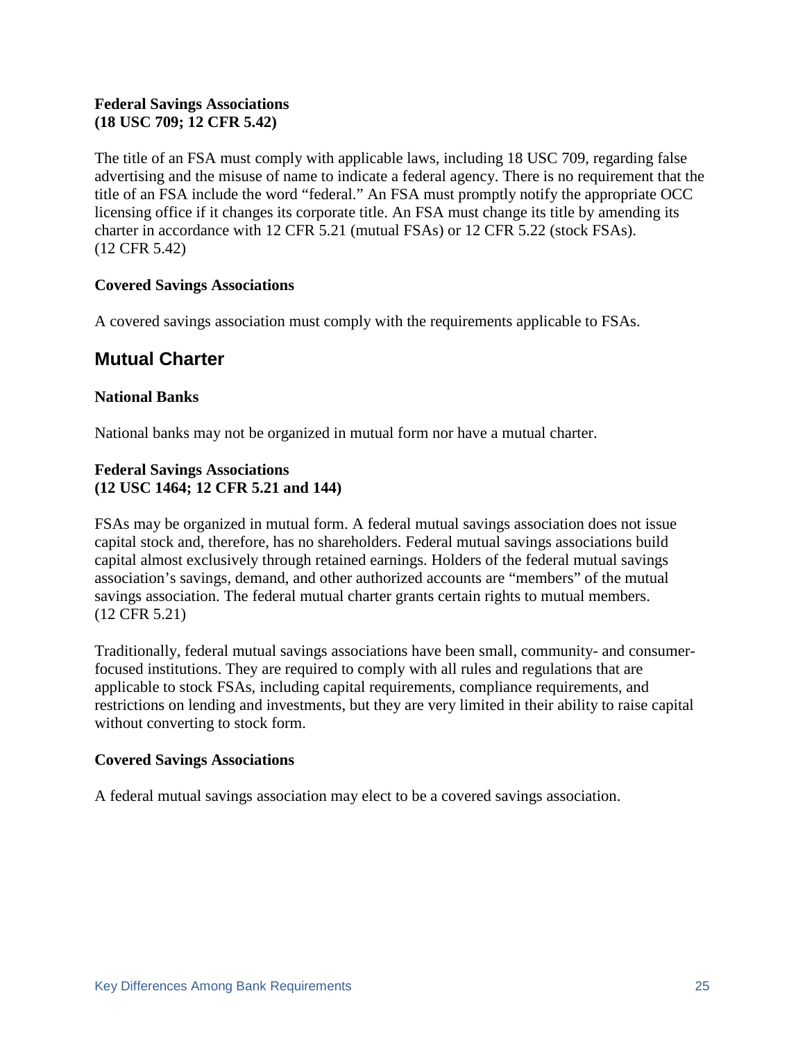**Federal Savings Associations**
**(18 USC 709; 12 CFR 5.42)**

The title of an FSA must comply with applicable laws, including 18 USC 709, regarding false advertising and the misuse of name to indicate a federal agency. There is no requirement that the title of an FSA include the word "federal." An FSA must promptly notify the appropriate OCC licensing office if it changes its corporate title. An FSA must change its title by amending its charter in accordance with 12 CFR 5.21 (mutual FSAs) or 12 CFR 5.22 (stock FSAs). (12 CFR 5.42)

**Covered Savings Associations**

A covered savings association must comply with the requirements applicable to FSAs.

## Mutual Charter

**National Banks**

National banks may not be organized in mutual form nor have a mutual charter.

**Federal Savings Associations**
**(12 USC 1464; 12 CFR 5.21 and 144)**

FSAs may be organized in mutual form. A federal mutual savings association does not issue capital stock and, therefore, has no shareholders. Federal mutual savings associations build capital almost exclusively through retained earnings. Holders of the federal mutual savings association's savings, demand, and other authorized accounts are "members" of the mutual savings association. The federal mutual charter grants certain rights to mutual members. (12 CFR 5.21)

Traditionally, federal mutual savings associations have been small, community- and consumer-focused institutions. They are required to comply with all rules and regulations that are applicable to stock FSAs, including capital requirements, compliance requirements, and restrictions on lending and investments, but they are very limited in their ability to raise capital without converting to stock form.

**Covered Savings Associations**

A federal mutual savings association may elect to be a covered savings association.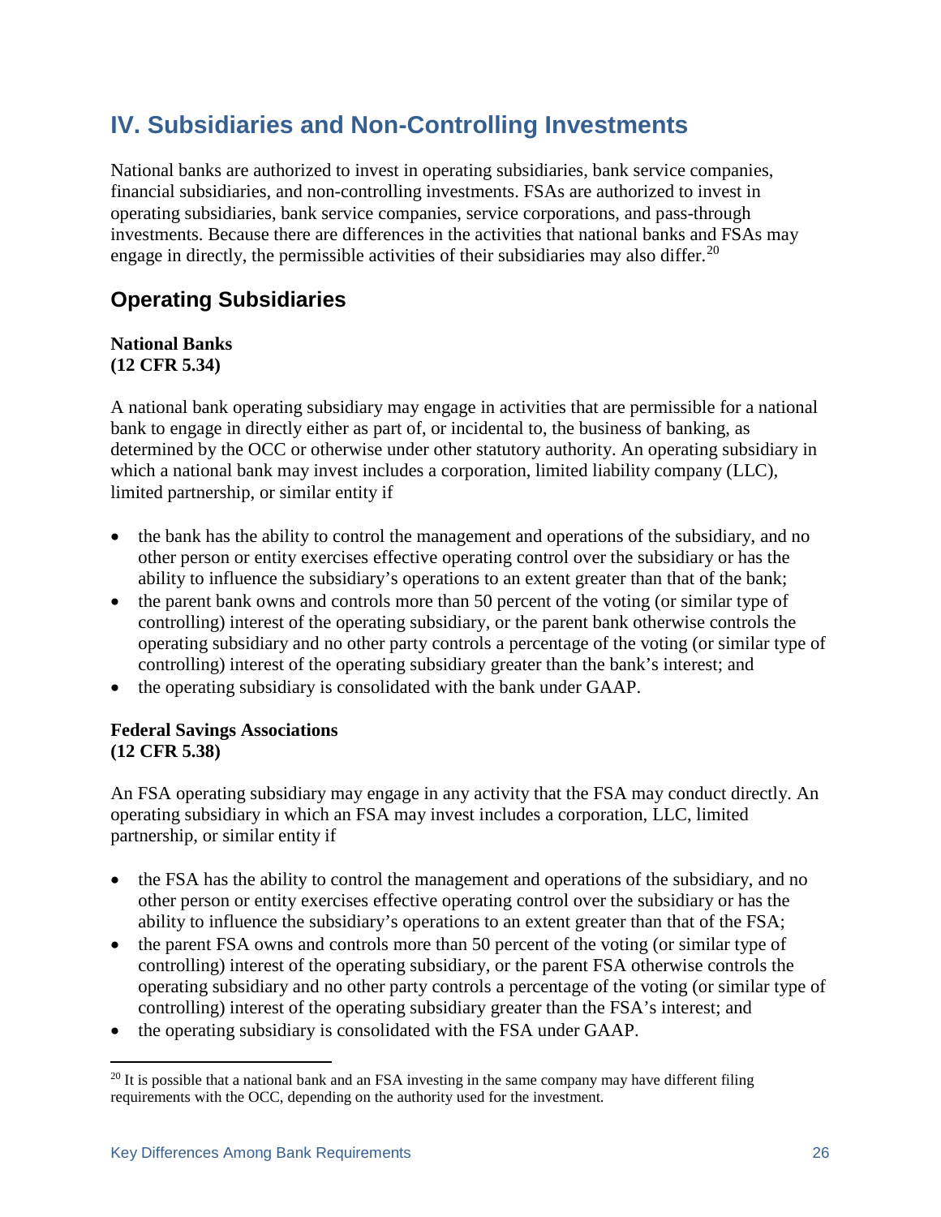# IV. Subsidiaries and Non-Controlling Investments

National banks are authorized to invest in operating subsidiaries, bank service companies, financial subsidiaries, and non-controlling investments. FSAs are authorized to invest in operating subsidiaries, bank service companies, service corporations, and pass-through investments. Because there are differences in the activities that national banks and FSAs may engage in directly, the permissible activities of their subsidiaries may also differ.[20]

## Operating Subsidiaries

**National Banks**
**(12 CFR 5.34)**

A national bank operating subsidiary may engage in activities that are permissible for a national bank to engage in directly either as part of, or incidental to, the business of banking, as determined by the OCC or otherwise under other statutory authority. An operating subsidiary in which a national bank may invest includes a corporation, limited liability company (LLC), limited partnership, or similar entity if

- the bank has the ability to control the management and operations of the subsidiary, and no other person or entity exercises effective operating control over the subsidiary or has the ability to influence the subsidiary's operations to an extent greater than that of the bank;
- the parent bank owns and controls more than 50 percent of the voting (or similar type of controlling) interest of the operating subsidiary, or the parent bank otherwise controls the operating subsidiary and no other party controls a percentage of the voting (or similar type of controlling) interest of the operating subsidiary greater than the bank's interest; and
- the operating subsidiary is consolidated with the bank under GAAP.

**Federal Savings Associations**
**(12 CFR 5.38)**

An FSA operating subsidiary may engage in any activity that the FSA may conduct directly. An operating subsidiary in which an FSA may invest includes a corporation, LLC, limited partnership, or similar entity if

- the FSA has the ability to control the management and operations of the subsidiary, and no other person or entity exercises effective operating control over the subsidiary or has the ability to influence the subsidiary's operations to an extent greater than that of the FSA;
- the parent FSA owns and controls more than 50 percent of the voting (or similar type of controlling) interest of the operating subsidiary, or the parent FSA otherwise controls the operating subsidiary and no other party controls a percentage of the voting (or similar type of controlling) interest of the operating subsidiary greater than the FSA's interest; and
- the operating subsidiary is consolidated with the FSA under GAAP.

[20] It is possible that a national bank and an FSA investing in the same company may have different filing requirements with the OCC, depending on the authority used for the investment.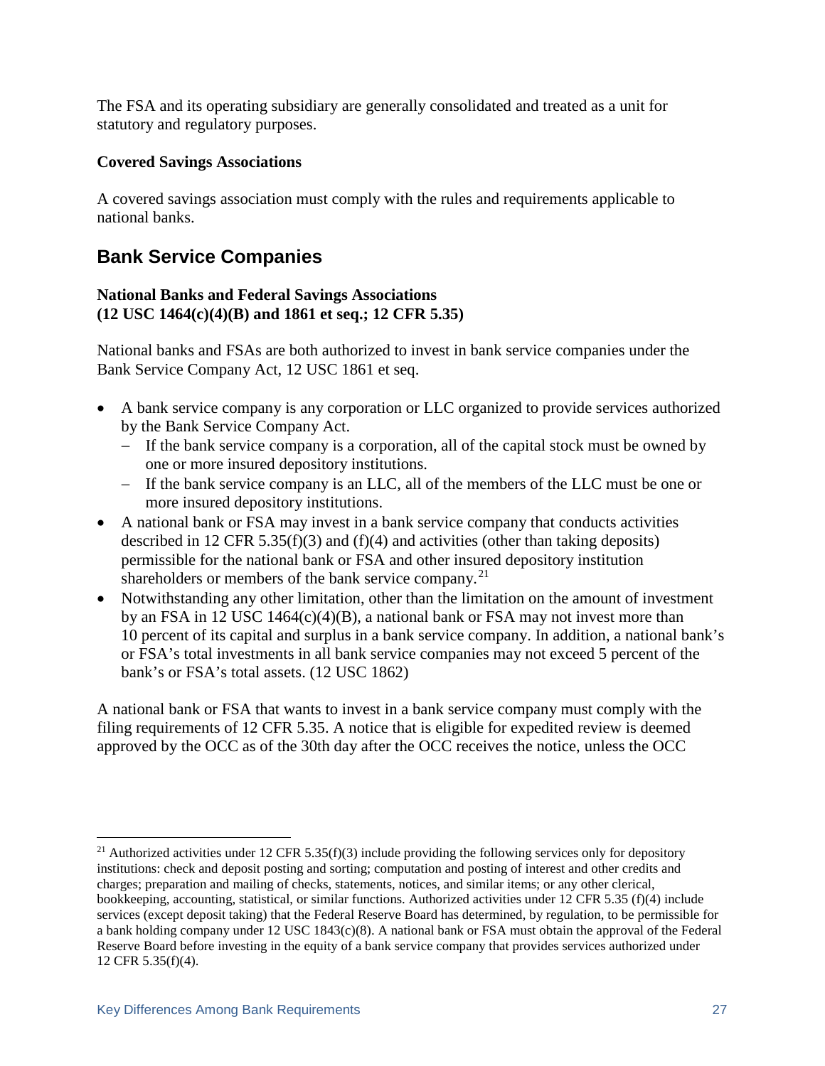The FSA and its operating subsidiary are generally consolidated and treated as a unit for statutory and regulatory purposes.

**Covered Savings Associations**

A covered savings association must comply with the rules and requirements applicable to national banks.

## Bank Service Companies

**National Banks and Federal Savings Associations**
**(12 USC 1464(c)(4)(B) and 1861 et seq.; 12 CFR 5.35)**

National banks and FSAs are both authorized to invest in bank service companies under the Bank Service Company Act, 12 USC 1861 et seq.

- A bank service company is any corporation or LLC organized to provide services authorized by the Bank Service Company Act.
  - If the bank service company is a corporation, all of the capital stock must be owned by one or more insured depository institutions.
  - If the bank service company is an LLC, all of the members of the LLC must be one or more insured depository institutions.
- A national bank or FSA may invest in a bank service company that conducts activities described in 12 CFR 5.35(f)(3) and (f)(4) and activities (other than taking deposits) permissible for the national bank or FSA and other insured depository institution shareholders or members of the bank service company.[21]
- Notwithstanding any other limitation, other than the limitation on the amount of investment by an FSA in 12 USC 1464(c)(4)(B), a national bank or FSA may not invest more than 10 percent of its capital and surplus in a bank service company. In addition, a national bank's or FSA's total investments in all bank service companies may not exceed 5 percent of the bank's or FSA's total assets. (12 USC 1862)

A national bank or FSA that wants to invest in a bank service company must comply with the filing requirements of 12 CFR 5.35. A notice that is eligible for expedited review is deemed approved by the OCC as of the 30th day after the OCC receives the notice, unless the OCC

[21] Authorized activities under 12 CFR 5.35(f)(3) include providing the following services only for depository institutions: check and deposit posting and sorting; computation and posting of interest and other credits and charges; preparation and mailing of checks, statements, notices, and similar items; or any other clerical, bookkeeping, accounting, statistical, or similar functions. Authorized activities under 12 CFR 5.35 (f)(4) include services (except deposit taking) that the Federal Reserve Board has determined, by regulation, to be permissible for a bank holding company under 12 USC 1843(c)(8). A national bank or FSA must obtain the approval of the Federal Reserve Board before investing in the equity of a bank service company that provides services authorized under 12 CFR 5.35(f)(4).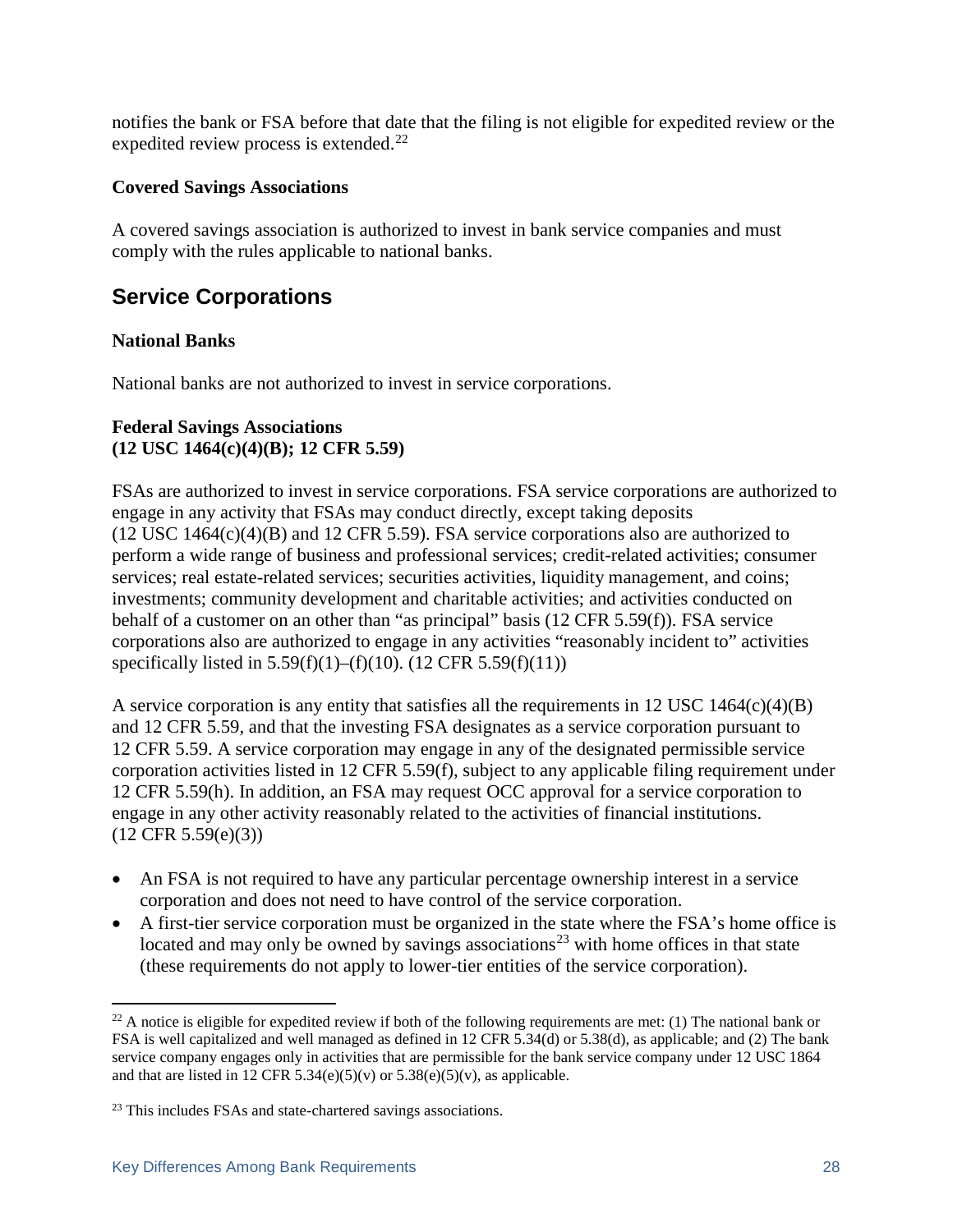notifies the bank or FSA before that date that the filing is not eligible for expedited review or the expedited review process is extended.[22]

**Covered Savings Associations**

A covered savings association is authorized to invest in bank service companies and must comply with the rules applicable to national banks.

## Service Corporations

**National Banks**

National banks are not authorized to invest in service corporations.

**Federal Savings Associations**
**(12 USC 1464(c)(4)(B); 12 CFR 5.59)**

FSAs are authorized to invest in service corporations. FSA service corporations are authorized to engage in any activity that FSAs may conduct directly, except taking deposits (12 USC 1464(c)(4)(B) and 12 CFR 5.59). FSA service corporations also are authorized to perform a wide range of business and professional services; credit-related activities; consumer services; real estate-related services; securities activities, liquidity management, and coins; investments; community development and charitable activities; and activities conducted on behalf of a customer on an other than "as principal" basis (12 CFR 5.59(f)). FSA service corporations also are authorized to engage in any activities "reasonably incident to" activities specifically listed in 5.59(f)(1)–(f)(10). (12 CFR 5.59(f)(11))

A service corporation is any entity that satisfies all the requirements in 12 USC 1464(c)(4)(B) and 12 CFR 5.59, and that the investing FSA designates as a service corporation pursuant to 12 CFR 5.59. A service corporation may engage in any of the designated permissible service corporation activities listed in 12 CFR 5.59(f), subject to any applicable filing requirement under 12 CFR 5.59(h). In addition, an FSA may request OCC approval for a service corporation to engage in any other activity reasonably related to the activities of financial institutions. (12 CFR 5.59(e)(3))

- An FSA is not required to have any particular percentage ownership interest in a service corporation and does not need to have control of the service corporation.
- A first-tier service corporation must be organized in the state where the FSA's home office is located and may only be owned by savings associations[23] with home offices in that state (these requirements do not apply to lower-tier entities of the service corporation).

[22] A notice is eligible for expedited review if both of the following requirements are met: (1) The national bank or FSA is well capitalized and well managed as defined in 12 CFR 5.34(d) or 5.38(d), as applicable; and (2) The bank service company engages only in activities that are permissible for the bank service company under 12 USC 1864 and that are listed in 12 CFR 5.34(e)(5)(v) or 5.38(e)(5)(v), as applicable.

[23] This includes FSAs and state-chartered savings associations.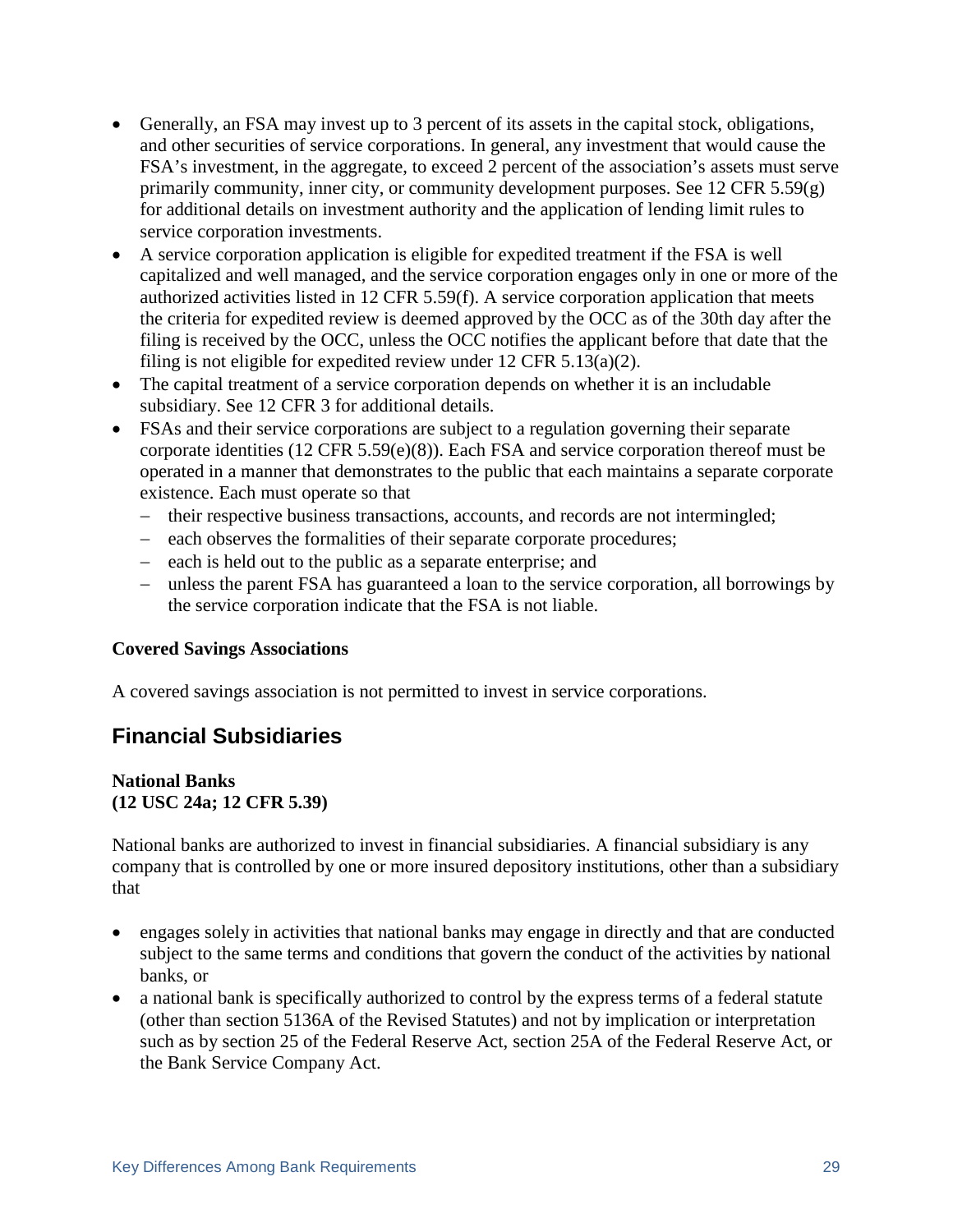- Generally, an FSA may invest up to 3 percent of its assets in the capital stock, obligations, and other securities of service corporations. In general, any investment that would cause the FSA's investment, in the aggregate, to exceed 2 percent of the association's assets must serve primarily community, inner city, or community development purposes. See 12 CFR 5.59(g) for additional details on investment authority and the application of lending limit rules to service corporation investments.
- A service corporation application is eligible for expedited treatment if the FSA is well capitalized and well managed, and the service corporation engages only in one or more of the authorized activities listed in 12 CFR 5.59(f). A service corporation application that meets the criteria for expedited review is deemed approved by the OCC as of the 30th day after the filing is received by the OCC, unless the OCC notifies the applicant before that date that the filing is not eligible for expedited review under 12 CFR 5.13(a)(2).
- The capital treatment of a service corporation depends on whether it is an includable subsidiary. See 12 CFR 3 for additional details.
- FSAs and their service corporations are subject to a regulation governing their separate corporate identities (12 CFR 5.59(e)(8)). Each FSA and service corporation thereof must be operated in a manner that demonstrates to the public that each maintains a separate corporate existence. Each must operate so that
  - their respective business transactions, accounts, and records are not intermingled;
  - each observes the formalities of their separate corporate procedures;
  - each is held out to the public as a separate enterprise; and
  - unless the parent FSA has guaranteed a loan to the service corporation, all borrowings by the service corporation indicate that the FSA is not liable.

**Covered Savings Associations**

A covered savings association is not permitted to invest in service corporations.

## Financial Subsidiaries

**National Banks**
**(12 USC 24a; 12 CFR 5.39)**

National banks are authorized to invest in financial subsidiaries. A financial subsidiary is any company that is controlled by one or more insured depository institutions, other than a subsidiary that

- engages solely in activities that national banks may engage in directly and that are conducted subject to the same terms and conditions that govern the conduct of the activities by national banks, or
- a national bank is specifically authorized to control by the express terms of a federal statute (other than section 5136A of the Revised Statutes) and not by implication or interpretation such as by section 25 of the Federal Reserve Act, section 25A of the Federal Reserve Act, or the Bank Service Company Act.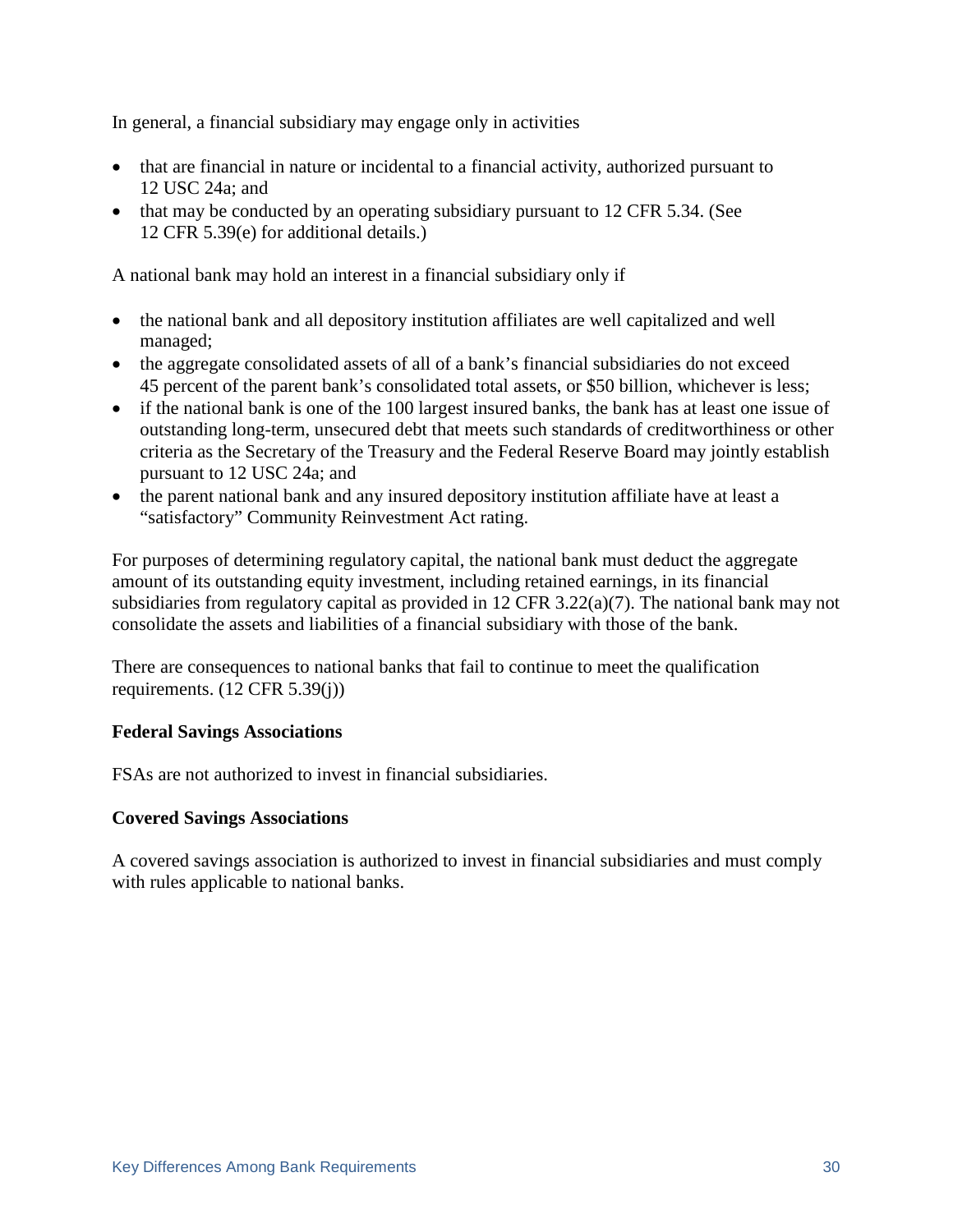In general, a financial subsidiary may engage only in activities

- that are financial in nature or incidental to a financial activity, authorized pursuant to 12 USC 24a; and
- that may be conducted by an operating subsidiary pursuant to 12 CFR 5.34. (See 12 CFR 5.39(e) for additional details.)

A national bank may hold an interest in a financial subsidiary only if

- the national bank and all depository institution affiliates are well capitalized and well managed;
- the aggregate consolidated assets of all of a bank's financial subsidiaries do not exceed 45 percent of the parent bank's consolidated total assets, or $50 billion, whichever is less;
- if the national bank is one of the 100 largest insured banks, the bank has at least one issue of outstanding long-term, unsecured debt that meets such standards of creditworthiness or other criteria as the Secretary of the Treasury and the Federal Reserve Board may jointly establish pursuant to 12 USC 24a; and
- the parent national bank and any insured depository institution affiliate have at least a "satisfactory" Community Reinvestment Act rating.

For purposes of determining regulatory capital, the national bank must deduct the aggregate amount of its outstanding equity investment, including retained earnings, in its financial subsidiaries from regulatory capital as provided in 12 CFR 3.22(a)(7). The national bank may not consolidate the assets and liabilities of a financial subsidiary with those of the bank.

There are consequences to national banks that fail to continue to meet the qualification requirements. (12 CFR 5.39(j))

**Federal Savings Associations**

FSAs are not authorized to invest in financial subsidiaries.

**Covered Savings Associations**

A covered savings association is authorized to invest in financial subsidiaries and must comply with rules applicable to national banks.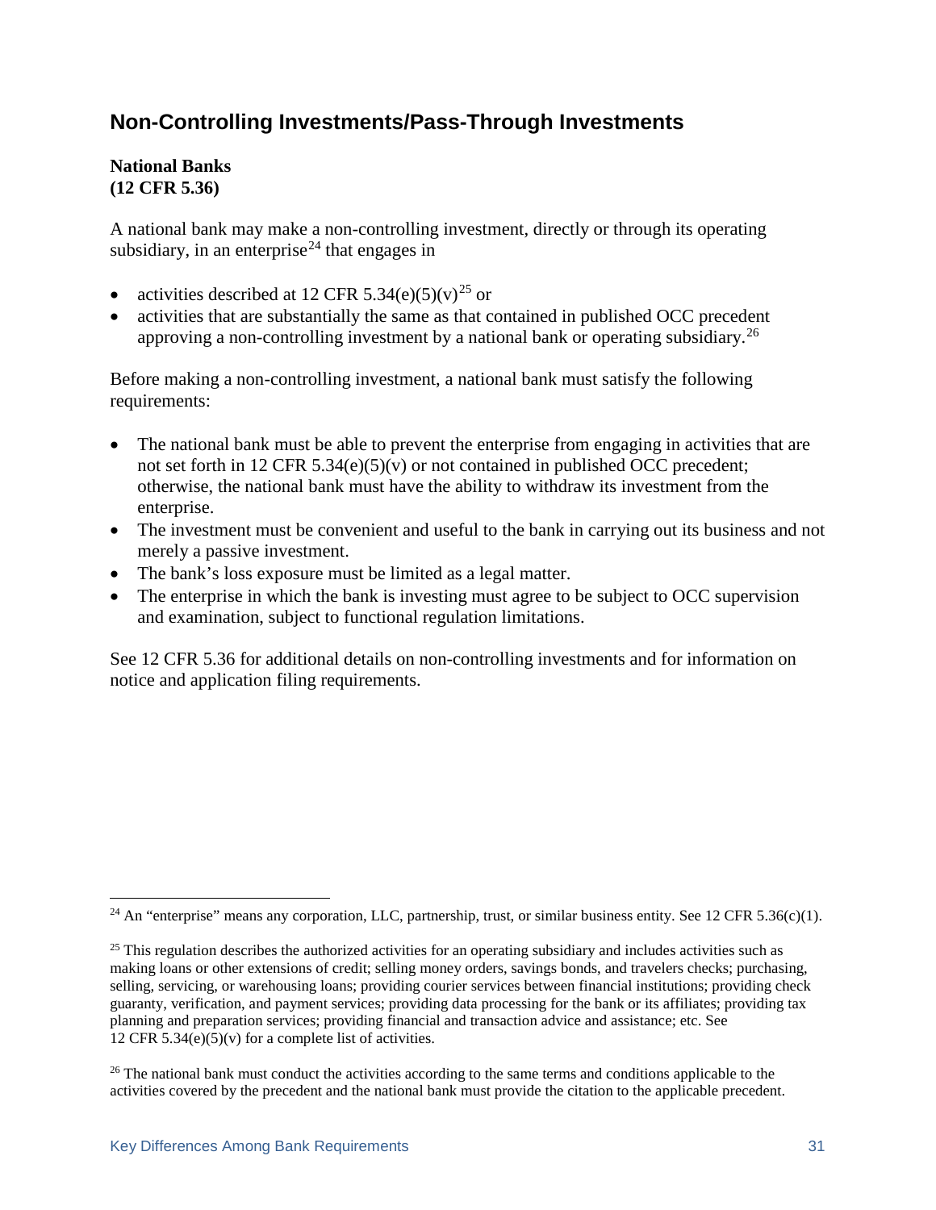## Non-Controlling Investments/Pass-Through Investments

**National Banks**
**(12 CFR 5.36)**

A national bank may make a non-controlling investment, directly or through its operating subsidiary, in an enterprise[24] that engages in

- activities described at 12 CFR 5.34(e)(5)(v)[25] or
- activities that are substantially the same as that contained in published OCC precedent approving a non-controlling investment by a national bank or operating subsidiary.[26]

Before making a non-controlling investment, a national bank must satisfy the following requirements:

- The national bank must be able to prevent the enterprise from engaging in activities that are not set forth in 12 CFR 5.34(e)(5)(v) or not contained in published OCC precedent; otherwise, the national bank must have the ability to withdraw its investment from the enterprise.
- The investment must be convenient and useful to the bank in carrying out its business and not merely a passive investment.
- The bank's loss exposure must be limited as a legal matter.
- The enterprise in which the bank is investing must agree to be subject to OCC supervision and examination, subject to functional regulation limitations.

See 12 CFR 5.36 for additional details on non-controlling investments and for information on notice and application filing requirements.

---

[24] An "enterprise" means any corporation, LLC, partnership, trust, or similar business entity. See 12 CFR 5.36(c)(1).

[25] This regulation describes the authorized activities for an operating subsidiary and includes activities such as making loans or other extensions of credit; selling money orders, savings bonds, and travelers checks; purchasing, selling, servicing, or warehousing loans; providing courier services between financial institutions; providing check guaranty, verification, and payment services; providing data processing for the bank or its affiliates; providing tax planning and preparation services; providing financial and transaction advice and assistance; etc. See 12 CFR 5.34(e)(5)(v) for a complete list of activities.

[26] The national bank must conduct the activities according to the same terms and conditions applicable to the activities covered by the precedent and the national bank must provide the citation to the applicable precedent.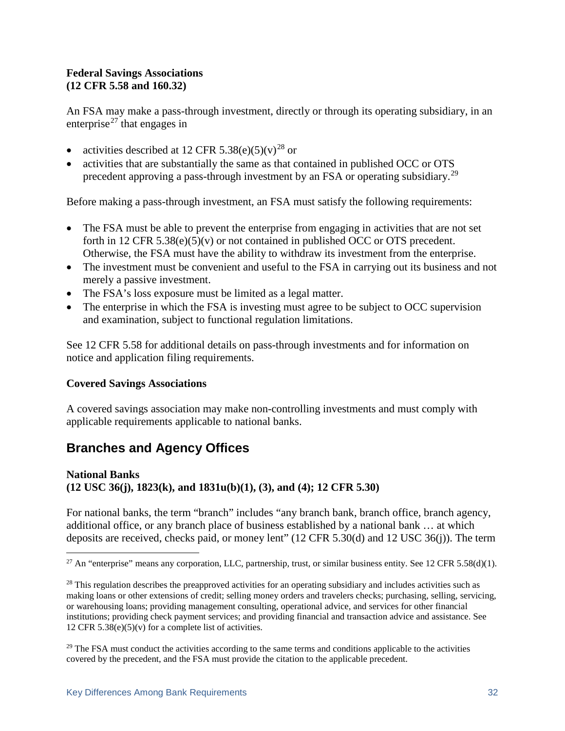**Federal Savings Associations**
**(12 CFR 5.58 and 160.32)**

An FSA may make a pass-through investment, directly or through its operating subsidiary, in an enterprise[27] that engages in

- activities described at 12 CFR 5.38(e)(5)(v)[28] or
- activities that are substantially the same as that contained in published OCC or OTS precedent approving a pass-through investment by an FSA or operating subsidiary.[29]

Before making a pass-through investment, an FSA must satisfy the following requirements:

- The FSA must be able to prevent the enterprise from engaging in activities that are not set forth in 12 CFR 5.38(e)(5)(v) or not contained in published OCC or OTS precedent. Otherwise, the FSA must have the ability to withdraw its investment from the enterprise.
- The investment must be convenient and useful to the FSA in carrying out its business and not merely a passive investment.
- The FSA's loss exposure must be limited as a legal matter.
- The enterprise in which the FSA is investing must agree to be subject to OCC supervision and examination, subject to functional regulation limitations.

See 12 CFR 5.58 for additional details on pass-through investments and for information on notice and application filing requirements.

**Covered Savings Associations**

A covered savings association may make non-controlling investments and must comply with applicable requirements applicable to national banks.

## Branches and Agency Offices

**National Banks**
**(12 USC 36(j), 1823(k), and 1831u(b)(1), (3), and (4); 12 CFR 5.30)**

For national banks, the term "branch" includes "any branch bank, branch office, branch agency, additional office, or any branch place of business established by a national bank … at which deposits are received, checks paid, or money lent" (12 CFR 5.30(d) and 12 USC 36(j)). The term

---

[27] An "enterprise" means any corporation, LLC, partnership, trust, or similar business entity. See 12 CFR 5.58(d)(1).

[28] This regulation describes the preapproved activities for an operating subsidiary and includes activities such as making loans or other extensions of credit; selling money orders and travelers checks; purchasing, selling, servicing, or warehousing loans; providing management consulting, operational advice, and services for other financial institutions; providing check payment services; and providing financial and transaction advice and assistance. See 12 CFR 5.38(e)(5)(v) for a complete list of activities.

[29] The FSA must conduct the activities according to the same terms and conditions applicable to the activities covered by the precedent, and the FSA must provide the citation to the applicable precedent.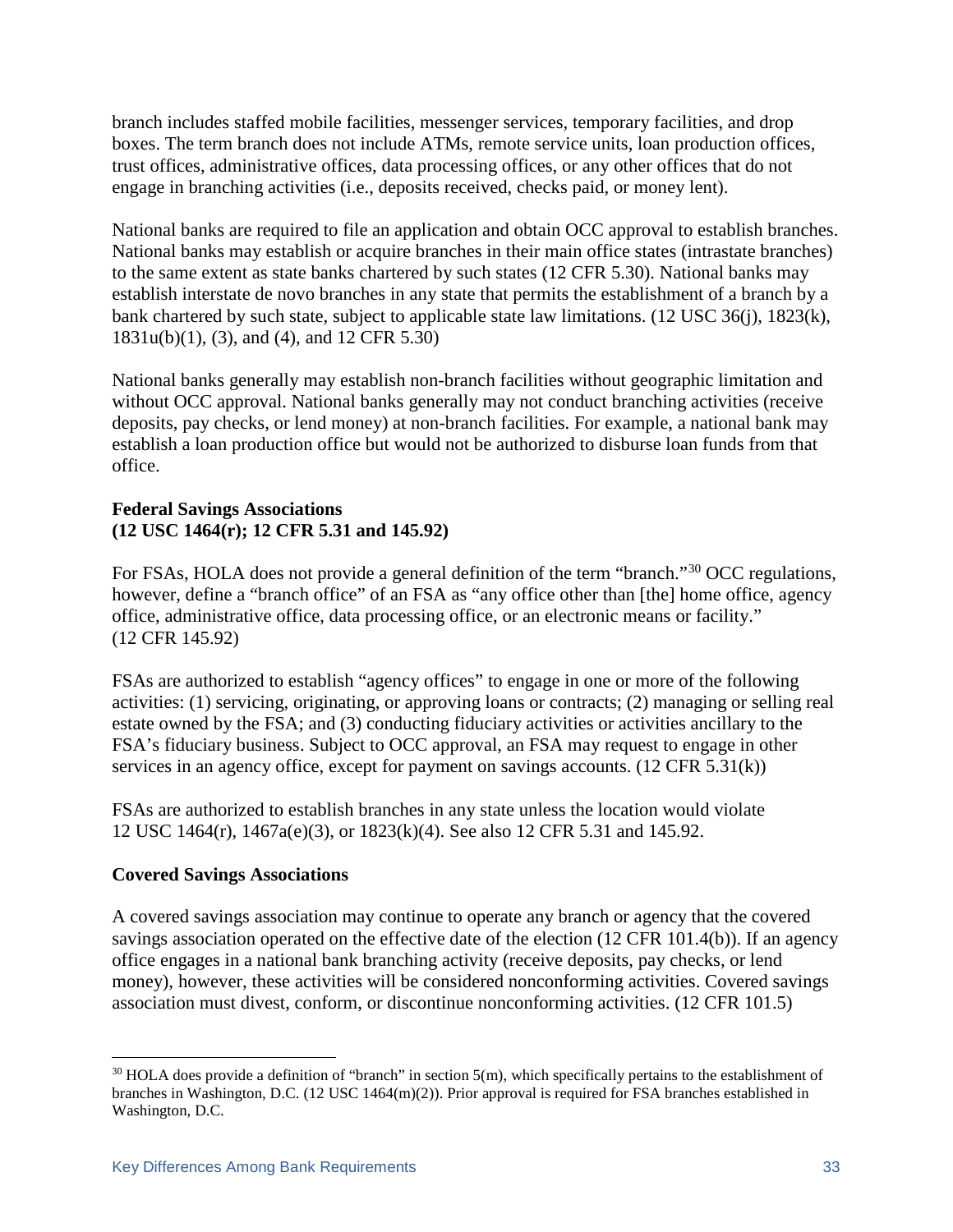branch includes staffed mobile facilities, messenger services, temporary facilities, and drop boxes. The term branch does not include ATMs, remote service units, loan production offices, trust offices, administrative offices, data processing offices, or any other offices that do not engage in branching activities (i.e., deposits received, checks paid, or money lent).

National banks are required to file an application and obtain OCC approval to establish branches. National banks may establish or acquire branches in their main office states (intrastate branches) to the same extent as state banks chartered by such states (12 CFR 5.30). National banks may establish interstate de novo branches in any state that permits the establishment of a branch by a bank chartered by such state, subject to applicable state law limitations. (12 USC 36(j), 1823(k), 1831u(b)(1), (3), and (4), and 12 CFR 5.30)

National banks generally may establish non-branch facilities without geographic limitation and without OCC approval. National banks generally may not conduct branching activities (receive deposits, pay checks, or lend money) at non-branch facilities. For example, a national bank may establish a loan production office but would not be authorized to disburse loan funds from that office.

**Federal Savings Associations**
**(12 USC 1464(r); 12 CFR 5.31 and 145.92)**

For FSAs, HOLA does not provide a general definition of the term "branch."[30] OCC regulations, however, define a "branch office" of an FSA as "any office other than [the] home office, agency office, administrative office, data processing office, or an electronic means or facility." (12 CFR 145.92)

FSAs are authorized to establish "agency offices" to engage in one or more of the following activities: (1) servicing, originating, or approving loans or contracts; (2) managing or selling real estate owned by the FSA; and (3) conducting fiduciary activities or activities ancillary to the FSA's fiduciary business. Subject to OCC approval, an FSA may request to engage in other services in an agency office, except for payment on savings accounts. (12 CFR 5.31(k))

FSAs are authorized to establish branches in any state unless the location would violate 12 USC 1464(r), 1467a(e)(3), or 1823(k)(4). See also 12 CFR 5.31 and 145.92.

**Covered Savings Associations**

A covered savings association may continue to operate any branch or agency that the covered savings association operated on the effective date of the election (12 CFR 101.4(b)). If an agency office engages in a national bank branching activity (receive deposits, pay checks, or lend money), however, these activities will be considered nonconforming activities. Covered savings association must divest, conform, or discontinue nonconforming activities. (12 CFR 101.5)

[30] HOLA does provide a definition of "branch" in section 5(m), which specifically pertains to the establishment of branches in Washington, D.C. (12 USC 1464(m)(2)). Prior approval is required for FSA branches established in Washington, D.C.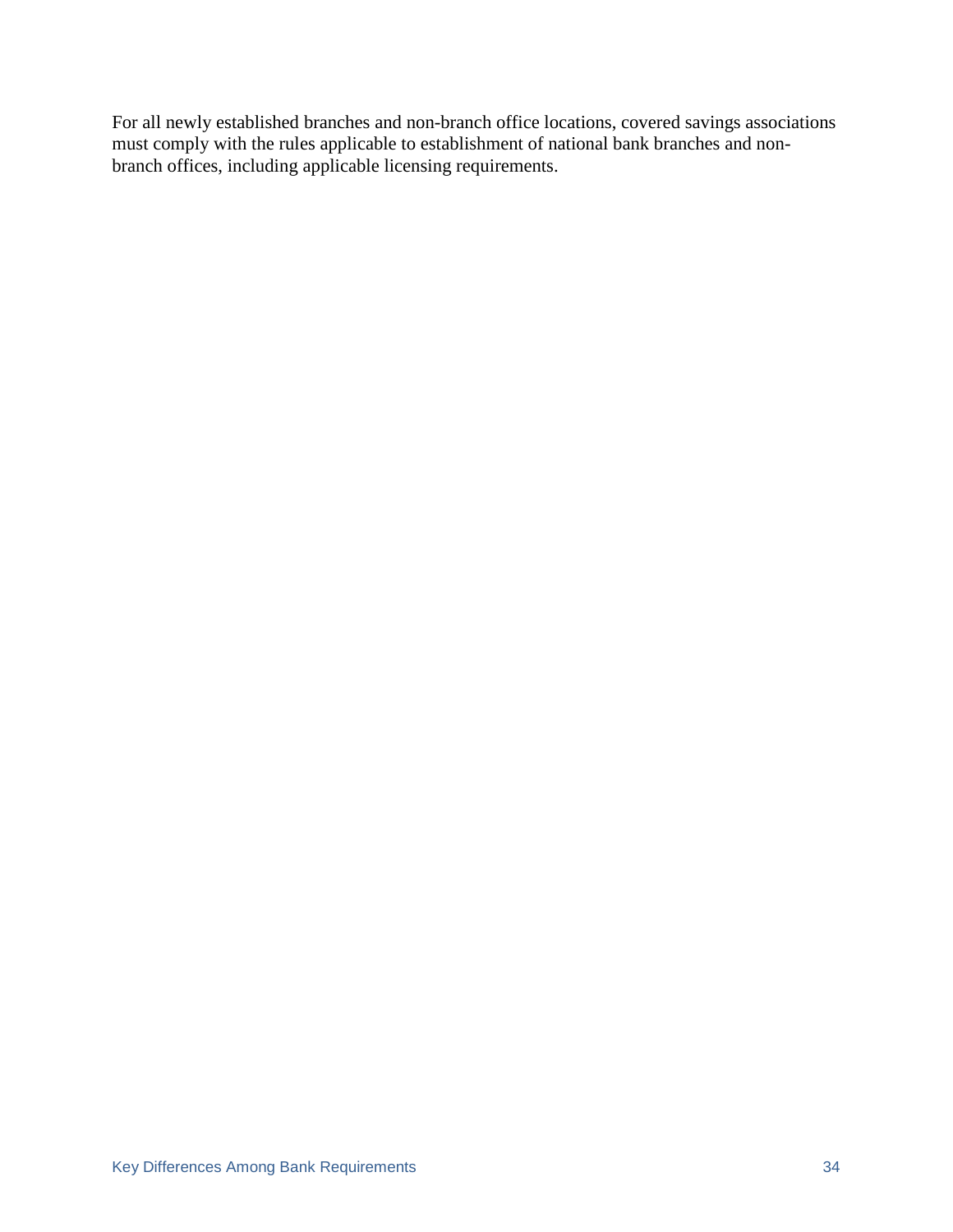For all newly established branches and non-branch office locations, covered savings associations must comply with the rules applicable to establishment of national bank branches and non-branch offices, including applicable licensing requirements.